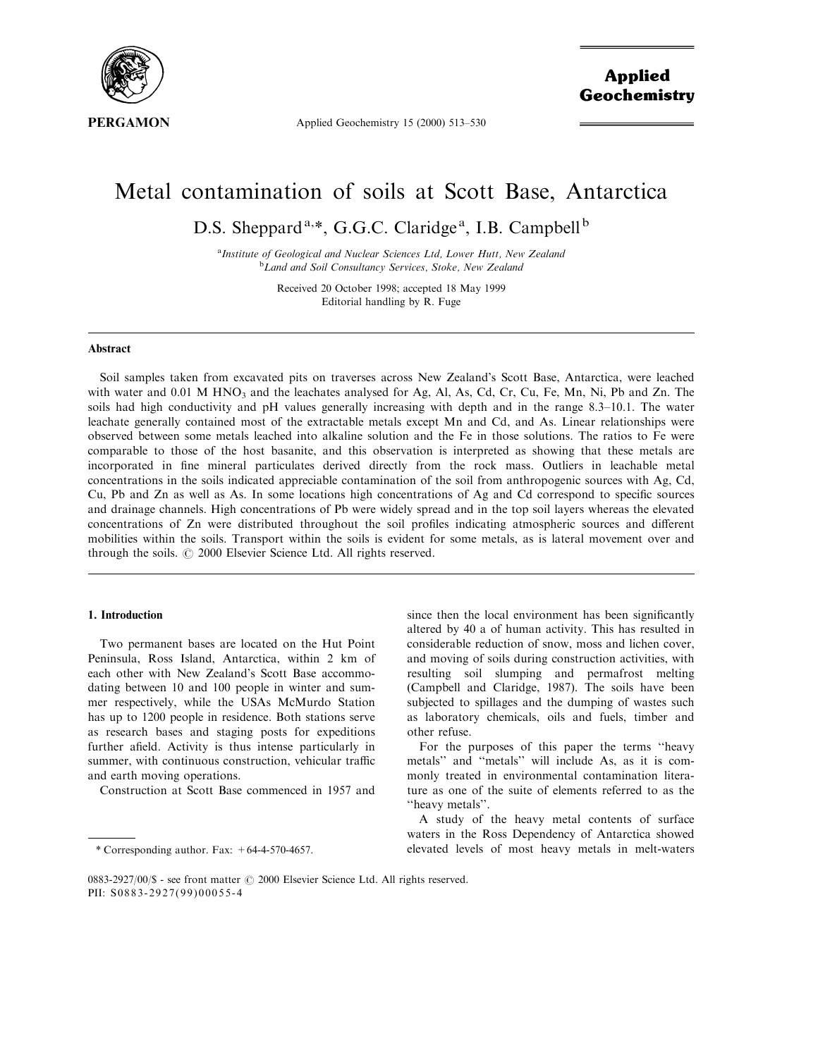# Metal contamination of soils at Scott Base, Antarctica

D.S. Sheppard[a,*], G.G.C. Claridge[a], I.B. Campbell[b]

[a]Institute of Geological and Nuclear Sciences Ltd, Lower Hutt, New Zealand
[b]Land and Soil Consultancy Services, Stoke, New Zealand

Received 20 October 1998; accepted 18 May 1999
Editorial handling by R. Fuge

## Abstract

Soil samples taken from excavated pits on traverses across New Zealand's Scott Base, Antarctica, were leached with water and 0.01 M $HNO_3$ and the leachates analysed for Ag, Al, As, Cd, Cr, Cu, Fe, Mn, Ni, Pb and Zn. The soils had high conductivity and pH values generally increasing with depth and in the range 8.3–10.1. The water leachate generally contained most of the extractable metals except Mn and Cd, and As. Linear relationships were observed between some metals leached into alkaline solution and the Fe in those solutions. The ratios to Fe were comparable to those of the host basanite, and this observation is interpreted as showing that these metals are incorporated in fine mineral particulates derived directly from the rock mass. Outliers in leachable metal concentrations in the soils indicated appreciable contamination of the soil from anthropogenic sources with Ag, Cd, Cu, Pb and Zn as well as As. In some locations high concentrations of Ag and Cd correspond to specific sources and drainage channels. High concentrations of Pb were widely spread and in the top soil layers whereas the elevated concentrations of Zn were distributed throughout the soil profiles indicating atmospheric sources and different mobilities within the soils. Transport within the soils is evident for some metals, as is lateral movement over and through the soils. © 2000 Elsevier Science Ltd. All rights reserved.

## 1. Introduction

Two permanent bases are located on the Hut Point Peninsula, Ross Island, Antarctica, within 2 km of each other with New Zealand's Scott Base accommodating between 10 and 100 people in winter and summer respectively, while the USAs McMurdo Station has up to 1200 people in residence. Both stations serve as research bases and staging posts for expeditions further afield. Activity is thus intense particularly in summer, with continuous construction, vehicular traffic and earth moving operations.

Construction at Scott Base commenced in 1957 and since then the local environment has been significantly altered by 40 a of human activity. This has resulted in considerable reduction of snow, moss and lichen cover, and moving of soils during construction activities, with resulting soil slumping and permafrost melting (Campbell and Claridge, 1987). The soils have been subjected to spillages and the dumping of wastes such as laboratory chemicals, oils and fuels, timber and other refuse.

For the purposes of this paper the terms ''heavy metals'' and ''metals'' will include As, as it is commonly treated in environmental contamination literature as one of the suite of elements referred to as the ''heavy metals''.

A study of the heavy metal contents of surface waters in the Ross Dependency of Antarctica showed elevated levels of most heavy metals in melt-waters

\* Corresponding author. Fax: +64-4-570-4657.

0883-2927/00/$ - see front matter © 2000 Elsevier Science Ltd. All rights reserved.
PII: S0883-2927(99)00055-4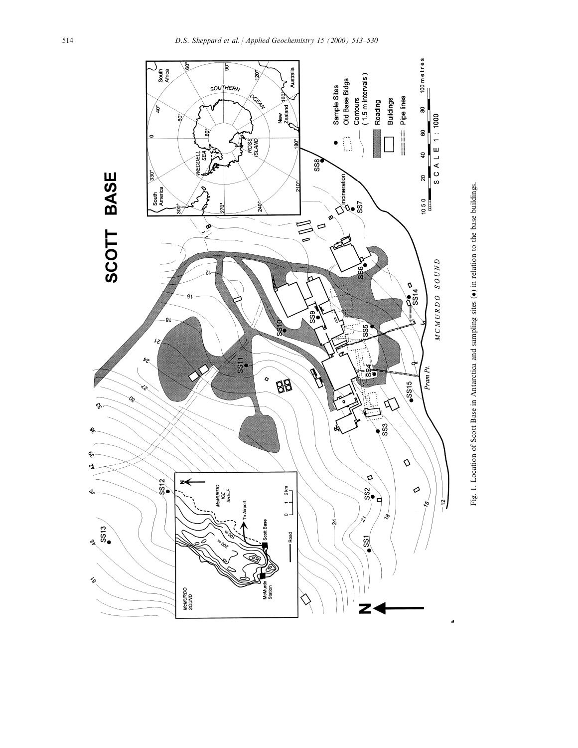Fig. 1. Location of Scott Base in Antarctica and sampling sites (●) in relation to the base buildings.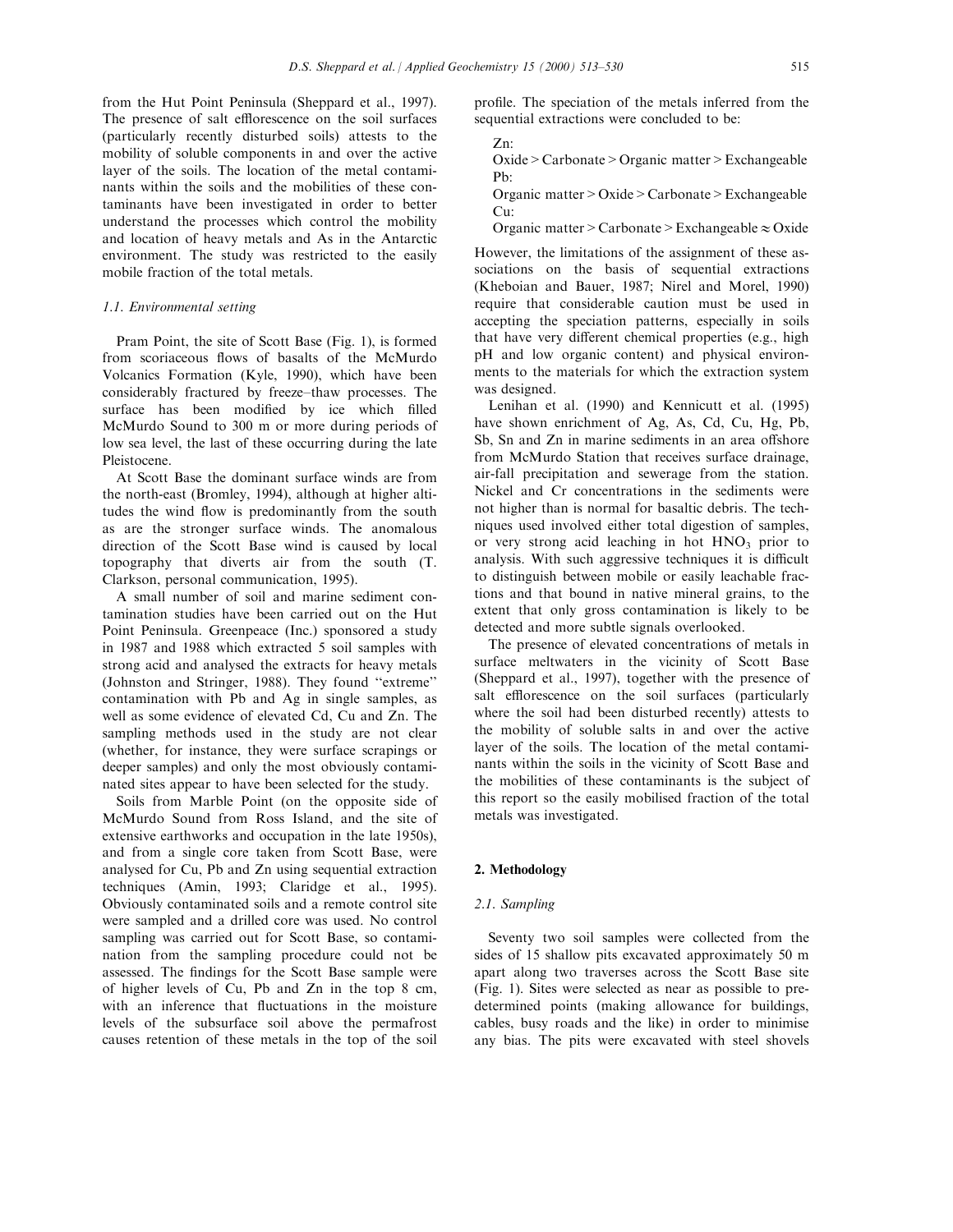from the Hut Point Peninsula (Sheppard et al., 1997). The presence of salt efflorescence on the soil surfaces (particularly recently disturbed soils) attests to the mobility of soluble components in and over the active layer of the soils. The location of the metal contaminants within the soils and the mobilities of these contaminants have been investigated in order to better understand the processes which control the mobility and location of heavy metals and As in the Antarctic environment. The study was restricted to the easily mobile fraction of the total metals.

### 1.1. Environmental setting

Pram Point, the site of Scott Base (Fig. 1), is formed from scoriaceous flows of basalts of the McMurdo Volcanics Formation (Kyle, 1990), which have been considerably fractured by freeze–thaw processes. The surface has been modified by ice which filled McMurdo Sound to 300 m or more during periods of low sea level, the last of these occurring during the late Pleistocene.

At Scott Base the dominant surface winds are from the north-east (Bromley, 1994), although at higher altitudes the wind flow is predominantly from the south as are the stronger surface winds. The anomalous direction of the Scott Base wind is caused by local topography that diverts air from the south (T. Clarkson, personal communication, 1995).

A small number of soil and marine sediment contamination studies have been carried out on the Hut Point Peninsula. Greenpeace (Inc.) sponsored a study in 1987 and 1988 which extracted 5 soil samples with strong acid and analysed the extracts for heavy metals (Johnston and Stringer, 1988). They found "extreme" contamination with Pb and Ag in single samples, as well as some evidence of elevated Cd, Cu and Zn. The sampling methods used in the study are not clear (whether, for instance, they were surface scrapings or deeper samples) and only the most obviously contaminated sites appear to have been selected for the study.

Soils from Marble Point (on the opposite side of McMurdo Sound from Ross Island, and the site of extensive earthworks and occupation in the late 1950s), and from a single core taken from Scott Base, were analysed for Cu, Pb and Zn using sequential extraction techniques (Amin, 1993; Claridge et al., 1995). Obviously contaminated soils and a remote control site were sampled and a drilled core was used. No control sampling was carried out for Scott Base, so contamination from the sampling procedure could not be assessed. The findings for the Scott Base sample were of higher levels of Cu, Pb and Zn in the top 8 cm, with an inference that fluctuations in the moisture levels of the subsurface soil above the permafrost causes retention of these metals in the top of the soil profile. The speciation of the metals inferred from the sequential extractions were concluded to be:

Zn:
Oxide > Carbonate > Organic matter > Exchangeable
Pb:
Organic matter > Oxide > Carbonate > Exchangeable
Cu:
Organic matter > Carbonate > Exchangeable ≈ Oxide

However, the limitations of the assignment of these associations on the basis of sequential extractions (Kheboian and Bauer, 1987; Nirel and Morel, 1990) require that considerable caution must be used in accepting the speciation patterns, especially in soils that have very different chemical properties (e.g., high pH and low organic content) and physical environments to the materials for which the extraction system was designed.

Lenihan et al. (1990) and Kennicutt et al. (1995) have shown enrichment of Ag, As, Cd, Cu, Hg, Pb, Sb, Sn and Zn in marine sediments in an area offshore from McMurdo Station that receives surface drainage, air-fall precipitation and sewerage from the station. Nickel and Cr concentrations in the sediments were not higher than is normal for basaltic debris. The techniques used involved either total digestion of samples, or very strong acid leaching in hot $HNO_3$ prior to analysis. With such aggressive techniques it is difficult to distinguish between mobile or easily leachable fractions and that bound in native mineral grains, to the extent that only gross contamination is likely to be detected and more subtle signals overlooked.

The presence of elevated concentrations of metals in surface meltwaters in the vicinity of Scott Base (Sheppard et al., 1997), together with the presence of salt efflorescence on the soil surfaces (particularly where the soil had been disturbed recently) attests to the mobility of soluble salts in and over the active layer of the soils. The location of the metal contaminants within the soils in the vicinity of Scott Base and the mobilities of these contaminants is the subject of this report so the easily mobilised fraction of the total metals was investigated.

## 2. Methodology

### 2.1. Sampling

Seventy two soil samples were collected from the sides of 15 shallow pits excavated approximately 50 m apart along two traverses across the Scott Base site (Fig. 1). Sites were selected as near as possible to predetermined points (making allowance for buildings, cables, busy roads and the like) in order to minimise any bias. The pits were excavated with steel shovels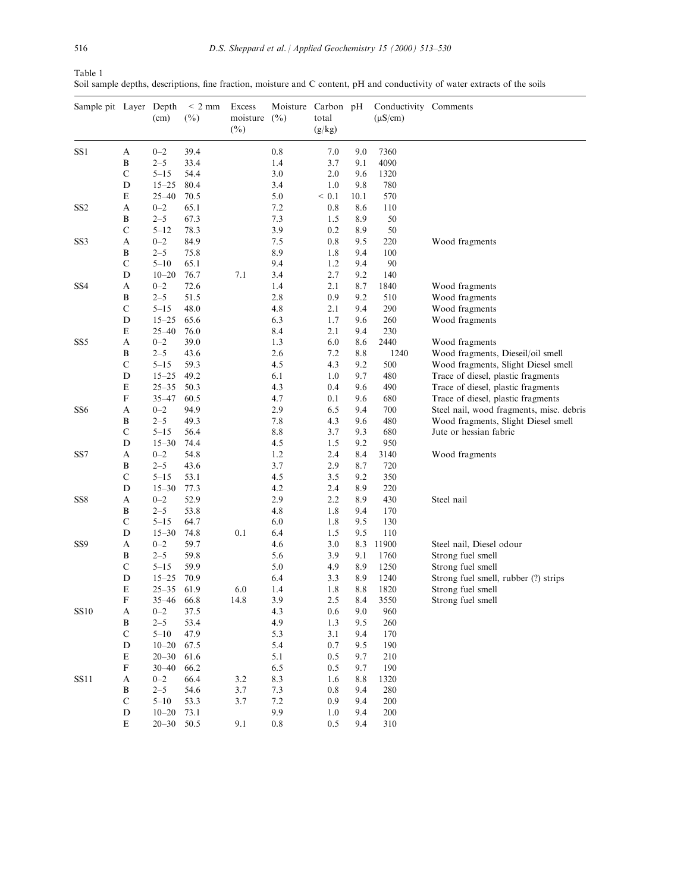Table 1
Soil sample depths, descriptions, fine fraction, moisture and C content, pH and conductivity of water extracts of the soils

| Sample pit | Layer | Depth (cm) | < 2 mm (%) | Excess moisture (%) | Moisture (%) | Carbon total (g/kg) | pH | Conductivity (μS/cm) | Comments |
|---|---|---|---|---|---|---|---|---|---|
| SS1 | A | 0–2 | 39.4 | | 0.8 | 7.0 | 9.0 | 7360 | |
| | B | 2–5 | 33.4 | | 1.4 | 3.7 | 9.1 | 4090 | |
| | C | 5–15 | 54.4 | | 3.0 | 2.0 | 9.6 | 1320 | |
| | D | 15–25 | 80.4 | | 3.4 | 1.0 | 9.8 | 780 | |
| | E | 25–40 | 70.5 | | 5.0 | < 0.1 | 10.1 | 570 | |
| SS2 | A | 0–2 | 65.1 | | 7.2 | 0.8 | 8.6 | 110 | |
| | B | 2–5 | 67.3 | | 7.3 | 1.5 | 8.9 | 50 | |
| | C | 5–12 | 78.3 | | 3.9 | 0.2 | 8.9 | 50 | |
| SS3 | A | 0–2 | 84.9 | | 7.5 | 0.8 | 9.5 | 220 | Wood fragments |
| | B | 2–5 | 75.8 | | 8.9 | 1.8 | 9.4 | 100 | |
| | C | 5–10 | 65.1 | | 9.4 | 1.2 | 9.4 | 90 | |
| | D | 10–20 | 76.7 | 7.1 | 3.4 | 2.7 | 9.2 | 140 | |
| SS4 | A | 0–2 | 72.6 | | 1.4 | 2.1 | 8.7 | 1840 | Wood fragments |
| | B | 2–5 | 51.5 | | 2.8 | 0.9 | 9.2 | 510 | Wood fragments |
| | C | 5–15 | 48.0 | | 4.8 | 2.1 | 9.4 | 290 | Wood fragments |
| | D | 15–25 | 65.6 | | 6.3 | 1.7 | 9.6 | 260 | Wood fragments |
| | E | 25–40 | 76.0 | | 8.4 | 2.1 | 9.4 | 230 | |
| SS5 | A | 0–2 | 39.0 | | 1.3 | 6.0 | 8.6 | 2440 | Wood fragments |
| | B | 2–5 | 43.6 | | 2.6 | 7.2 | 8.8 | 1240 | Wood fragments, Dieseil/oil smell |
| | C | 5–15 | 59.3 | | 4.5 | 4.3 | 9.2 | 500 | Wood fragments, Slight Diesel smell |
| | D | 15–25 | 49.2 | | 6.1 | 1.0 | 9.7 | 480 | Trace of diesel, plastic fragments |
| | E | 25–35 | 50.3 | | 4.3 | 0.4 | 9.6 | 490 | Trace of diesel, plastic fragments |
| | F | 35–47 | 60.5 | | 4.7 | 0.1 | 9.6 | 680 | Trace of diesel, plastic fragments |
| SS6 | A | 0–2 | 94.9 | | 2.9 | 6.5 | 9.4 | 700 | Steel nail, wood fragments, misc. debris |
| | B | 2–5 | 49.3 | | 7.8 | 4.3 | 9.6 | 480 | Wood fragments, Slight Diesel smell |
| | C | 5–15 | 56.4 | | 8.8 | 3.7 | 9.3 | 680 | Jute or hessian fabric |
| | D | 15–30 | 74.4 | | 4.5 | 1.5 | 9.2 | 950 | |
| SS7 | A | 0–2 | 54.8 | | 1.2 | 2.4 | 8.4 | 3140 | Wood fragments |
| | B | 2–5 | 43.6 | | 3.7 | 2.9 | 8.7 | 720 | |
| | C | 5–15 | 53.1 | | 4.5 | 3.5 | 9.2 | 350 | |
| | D | 15–30 | 77.3 | | 4.2 | 2.4 | 8.9 | 220 | |
| SS8 | A | 0–2 | 52.9 | | 2.9 | 2.2 | 8.9 | 430 | Steel nail |
| | B | 2–5 | 53.8 | | 4.8 | 1.8 | 9.4 | 170 | |
| | C | 5–15 | 64.7 | | 6.0 | 1.8 | 9.5 | 130 | |
| | D | 15–30 | 74.8 | 0.1 | 6.4 | 1.5 | 9.5 | 110 | |
| SS9 | A | 0–2 | 59.7 | | 4.6 | 3.0 | 8.3 | 11900 | Steel nail, Diesel odour |
| | B | 2–5 | 59.8 | | 5.6 | 3.9 | 9.1 | 1760 | Strong fuel smell |
| | C | 5–15 | 59.9 | | 5.0 | 4.9 | 8.9 | 1250 | Strong fuel smell |
| | D | 15–25 | 70.9 | | 6.4 | 3.3 | 8.9 | 1240 | Strong fuel smell, rubber (?) strips |
| | E | 25–35 | 61.9 | 6.0 | 1.4 | 1.8 | 8.8 | 1820 | Strong fuel smell |
| | F | 35–46 | 66.8 | 14.8 | 3.9 | 2.5 | 8.4 | 3550 | Strong fuel smell |
| SS10 | A | 0–2 | 37.5 | | 4.3 | 0.6 | 9.0 | 960 | |
| | B | 2–5 | 53.4 | | 4.9 | 1.3 | 9.5 | 260 | |
| | C | 5–10 | 47.9 | | 5.3 | 3.1 | 9.4 | 170 | |
| | D | 10–20 | 67.5 | | 5.4 | 0.7 | 9.5 | 190 | |
| | E | 20–30 | 61.6 | | 5.1 | 0.5 | 9.7 | 210 | |
| | F | 30–40 | 66.2 | | 6.5 | 0.5 | 9.7 | 190 | |
| SS11 | A | 0–2 | 66.4 | 3.2 | 8.3 | 1.6 | 8.8 | 1320 | |
| | B | 2–5 | 54.6 | 3.7 | 7.3 | 0.8 | 9.4 | 280 | |
| | C | 5–10 | 53.3 | 3.7 | 7.2 | 0.9 | 9.4 | 200 | |
| | D | 10–20 | 73.1 | | 9.9 | 1.0 | 9.4 | 200 | |
| | E | 20–30 | 50.5 | 9.1 | 0.8 | 0.5 | 9.4 | 310 | |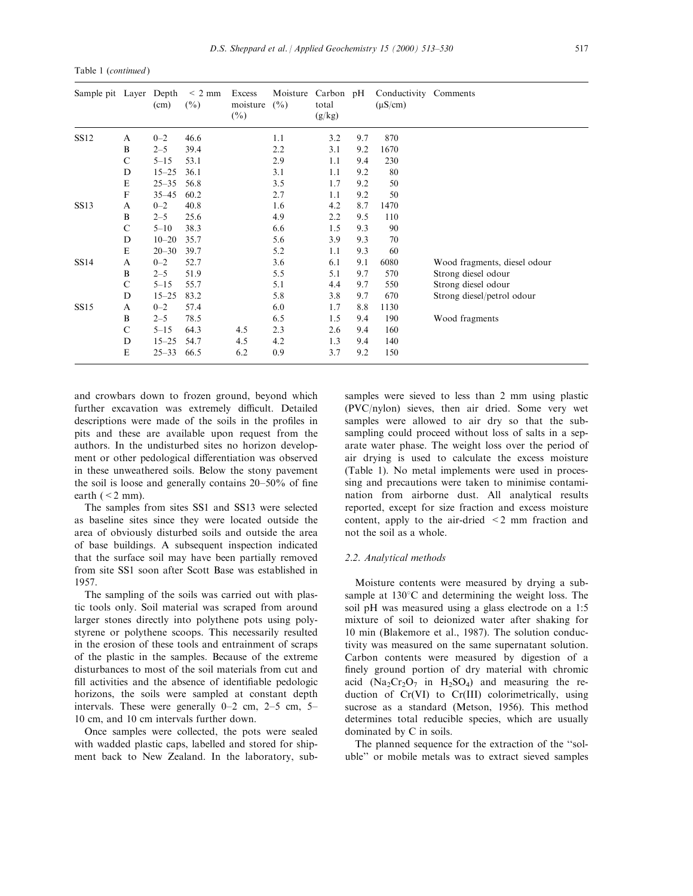Table 1 (*continued*)

| Sample pit | Layer | Depth (cm) | < 2 mm (%) | Excess moisture (%) | Moisture (%) | Carbon total (g/kg) | pH | Conductivity (μS/cm) | Comments |
|---|---|---|---|---|---|---|---|---|---|
| SS12 | A | 0–2 | 46.6 | | 1.1 | 3.2 | 9.7 | 870 | |
| | B | 2–5 | 39.4 | | 2.2 | 3.1 | 9.2 | 1670 | |
| | C | 5–15 | 53.1 | | 2.9 | 1.1 | 9.4 | 230 | |
| | D | 15–25 | 36.1 | | 3.1 | 1.1 | 9.2 | 80 | |
| | E | 25–35 | 56.8 | | 3.5 | 1.7 | 9.2 | 50 | |
| | F | 35–45 | 60.2 | | 2.7 | 1.1 | 9.2 | 50 | |
| SS13 | A | 0–2 | 40.8 | | 1.6 | 4.2 | 8.7 | 1470 | |
| | B | 2–5 | 25.6 | | 4.9 | 2.2 | 9.5 | 110 | |
| | C | 5–10 | 38.3 | | 6.6 | 1.5 | 9.3 | 90 | |
| | D | 10–20 | 35.7 | | 5.6 | 3.9 | 9.3 | 70 | |
| | E | 20–30 | 39.7 | | 5.2 | 1.1 | 9.3 | 60 | |
| SS14 | A | 0–2 | 52.7 | | 3.6 | 6.1 | 9.1 | 6080 | Wood fragments, diesel odour |
| | B | 2–5 | 51.9 | | 5.5 | 5.1 | 9.7 | 570 | Strong diesel odour |
| | C | 5–15 | 55.7 | | 5.1 | 4.4 | 9.7 | 550 | Strong diesel odour |
| | D | 15–25 | 83.2 | | 5.8 | 3.8 | 9.7 | 670 | Strong diesel/petrol odour |
| SS15 | A | 0–2 | 57.4 | | 6.0 | 1.7 | 8.8 | 1130 | |
| | B | 2–5 | 78.5 | | 6.5 | 1.5 | 9.4 | 190 | Wood fragments |
| | C | 5–15 | 64.3 | 4.5 | 2.3 | 2.6 | 9.4 | 160 | |
| | D | 15–25 | 54.7 | 4.5 | 4.2 | 1.3 | 9.4 | 140 | |
| | E | 25–33 | 66.5 | 6.2 | 0.9 | 3.7 | 9.2 | 150 | |

and crowbars down to frozen ground, beyond which further excavation was extremely difficult. Detailed descriptions were made of the soils in the profiles in pits and these are available upon request from the authors. In the undisturbed sites no horizon development or other pedological differentiation was observed in these unweathered soils. Below the stony pavement the soil is loose and generally contains 20–50% of fine earth (< 2 mm).

The samples from sites SS1 and SS13 were selected as baseline sites since they were located outside the area of obviously disturbed soils and outside the area of base buildings. A subsequent inspection indicated that the surface soil may have been partially removed from site SS1 soon after Scott Base was established in 1957.

The sampling of the soils was carried out with plastic tools only. Soil material was scraped from around larger stones directly into polythene pots using polystyrene or polythene scoops. This necessarily resulted in the erosion of these tools and entrainment of scraps of the plastic in the samples. Because of the extreme disturbances to most of the soil materials from cut and fill activities and the absence of identifiable pedologic horizons, the soils were sampled at constant depth intervals. These were generally 0–2 cm, 2–5 cm, 5–10 cm, and 10 cm intervals further down.

Once samples were collected, the pots were sealed with wadded plastic caps, labelled and stored for shipment back to New Zealand. In the laboratory, subsamples were sieved to less than 2 mm using plastic (PVC/nylon) sieves, then air dried. Some very wet samples were allowed to air dry so that the subsampling could proceed without loss of salts in a separate water phase. The weight loss over the period of air drying is used to calculate the excess moisture (Table 1). No metal implements were used in processing and precautions were taken to minimise contamination from airborne dust. All analytical results reported, except for size fraction and excess moisture content, apply to the air-dried < 2 mm fraction and not the soil as a whole.

### 2.2. Analytical methods

Moisture contents were measured by drying a subsample at 130°C and determining the weight loss. The soil pH was measured using a glass electrode on a 1:5 mixture of soil to deionized water after shaking for 10 min (Blakemore et al., 1987). The solution conductivity was measured on the same supernatant solution. Carbon contents were measured by digestion of a finely ground portion of dry material with chromic acid ($Na_2Cr_2O_7$ in $H_2SO_4$) and measuring the reduction of Cr(VI) to Cr(III) colorimetrically, using sucrose as a standard (Metson, 1956). This method determines total reducible species, which are usually dominated by C in soils.

The planned sequence for the extraction of the "soluble" or mobile metals was to extract sieved samples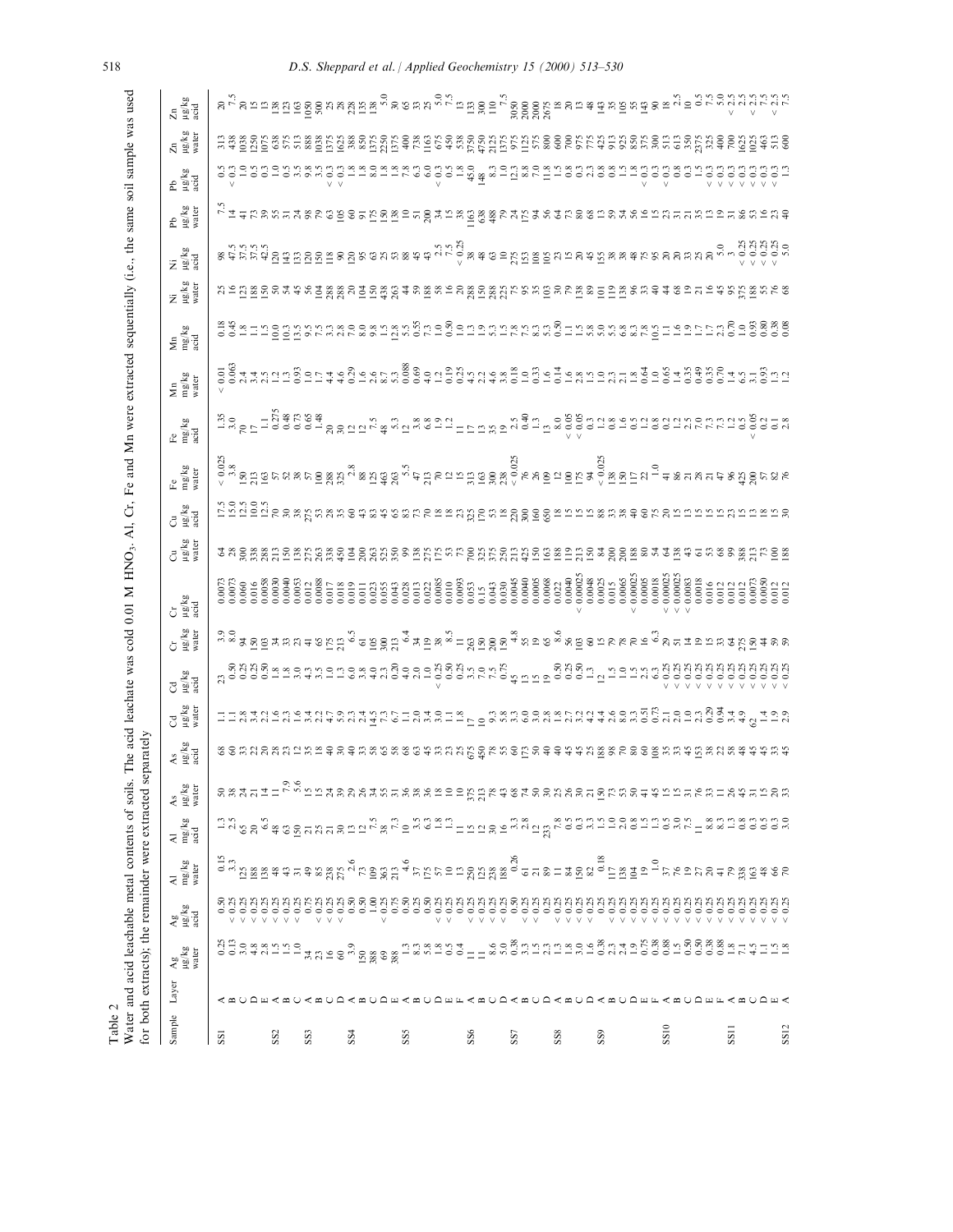**Table 2**

Water and acid leachable metal contents of soils. The acid leachate was cold 0.01 M $HNO_3$. Al, Cr, Fe and Mn were extracted sequentially (i.e., the same soil sample was used for both extracts); the remainder were extracted separately

| Sample | Layer | Ag µg/kg water | Ag µg/kg acid | Al mg/kg water | Al mg/kg acid | As µg/kg water | As µg/kg acid | Cd µg/kg water | Cd µg/kg acid | Cr µg/kg water | Cr µg/kg acid | Cu µg/kg water | Cu µg/kg acid | Fe mg/kg water | Fe mg/kg acid | Mn mg/kg water | Mn mg/kg acid | Ni µg/kg water | Ni µg/kg acid | Pb µg/kg water | Pb µg/kg acid | Zn µg/kg water | Zn µg/kg acid |
|---|---|---|---|---|---|---|---|---|---|---|---|---|---|---|---|---|---|---|---|---|---|---|---|
| SS1 | A | 0.25 | 0.50 | 0.15 | 1.3 | 50 | 68 | 1.1 | 23 | 3.9 | 0.0073 | 64 | 17.5 | < 0.025 | 1.35 | < 0.01 | 0.18 | 25 | 98 | 7.5 | 0.5 | 313 | 20 |
| | B | 0.13 | < 0.25 | 3.3 | 2.5 | 38 | 60 | 1.1 | 0.50 | 8.0 | 0.0073 | 28 | 15.0 | 3.8 | 3.0 | 0.063 | 0.45 | 16 | 47.5 | 14 | < 0.3 | 438 | 7.5 |
| | C | 3.0 | < 0.25 | 125 | 65 | 24 | 33 | 2.8 | 0.25 | 94 | 0.060 | 300 | 12.5 | 150 | 70 | 2.4 | 1.8 | 123 | 37.5 | 41 | 1.0 | 1038 | 20 |
| | D | 4.8 | < 0.25 | 188 | 20 | 21 | 22 | 3.4 | 0.25 | 50 | 0.016 | 338 | 10.0 | 213 | 17 | 3.4 | 1.1 | 188 | 37.5 | 73 | 0.5 | 1250 | 15 |
| | E | 2.8 | < 0.25 | 138 | 6.5 | 14 | 20 | 2.2 | 0.50 | 103 | 0.0038 | 288 | 12.5 | 163 | 1.1 | 2.5 | 1.5 | 150 | 42.5 | 39 | 1.0 | 1075 | 13 |
| SS2 | A | 1.5 | < 0.25 | 48 | 48 | 11 | 28 | 2.9 | 1.8 | 34 | 0.0030 | 213 | 70 | 57 | 0.275 | 2.2 | 10.0 | 50 | 120 | 55 | 1.0 | 638 | 138 |
| | B | 1.5 | < 0.25 | 43 | 63 | 7.9 | 23 | 2.6 | 1.8 | 33 | 0.0040 | 150 | 30 | 52 | 0.48 | 1.3 | 10.3 | 54 | 143 | 31 | 0.3 | 575 | 123 |
| | C | 1.0 | < 0.25 | 31 | 150 | 5.6 | 12 | 1.6 | 3.0 | 23 | 0.0053 | 138 | 38 | 38 | 0.73 | 0.93 | 13.5 | 45 | 133 | 24 | 3.5 | 513 | 163 |
| SS3 | A | 34 | 0.75 | 49 | 21 | 15 | 35 | 3.4 | 4.3 | 41 | 0.012 | 275 | 275 | 57 | 0.65 | 1.0 | 9.5 | 56 | 120 | 98 | 9.8 | 888 | 1050 |
| | B | 23 | 0.50 | 85 | 25 | 15 | 18 | 2.2 | 3.5 | 65 | 0.0088 | 263 | 53 | 100 | 1.48 | 1.7 | 7.5 | 104 | 150 | 79 | 3.5 | 1038 | 500 |
| | C | 16 | < 0.25 | 238 | 21 | 24 | 40 | 4.7 | 1.0 | 175 | 0.017 | 338 | 28 | 288 | 20 | 4.4 | 3.3 | 288 | 118 | 63 | < 0.3 | 1375 | 25 |
| | D | 60 | < 0.25 | 275 | 30 | 39 | 30 | 5.9 | 1.3 | 213 | 0.018 | 450 | 35 | 325 | 30 | 4.6 | 2.8 | 288 | 90 | 105 | < 0.3 | 1625 | 28 |
| SS4 | A | 3.9 | 0.50 | 2.6 | 13 | 29 | 40 | 2.3 | 6.0 | 6.5 | 0.019 | 104 | 60 | 2.8 | 12 | 0.29 | 7.0 | 20 | 120 | 60 | 1.8 | 388 | 228 |
| | B | 150 | 0.50 | 73 | 12 | 26 | 33 | 2.4 | 3.8 | 61 | 0.011 | 200 | 43 | 88 | 12 | 1.6 | 8.0 | 104 | 95 | 91 | 1.8 | 850 | 135 |
| | C | 388 | 1.00 | 109 | 7.5 | 34 | 58 | 14.5 | 4.0 | 105 | 0.023 | 263 | 45 | 125 | 7.5 | 2.6 | 9.8 | 150 | 63 | 175 | 8.0 | 1375 | 138 |
| | D | 69 | < 0.25 | 363 | 38 | 55 | 65 | 7.3 | 2.3 | 300 | 0.055 | 525 | 65 | 463 | 48 | 8.7 | 1.5 | 438 | 25 | 150 | 1.8 | 2250 | 5.0 |
| | E | 388 | 0.75 | 213 | 7.3 | 31 | 58 | 6.7 | 0.20 | 213 | 0.043 | 350 | 83 | 263 | 5.3 | 5.3 | 12.8 | 263 | 53 | 138 | 1.8 | 1375 | 30 |
| SS5 | A | 1.3 | 0.50 | 4.6 | 10 | 36 | 68 | 1.1 | 4.0 | 6.4 | 0.028 | 99 | 73 | 5.5 | 12 | 0.088 | 5.5 | 4.3 | 88 | 10 | 7.8 | 400 | 65 |
| | B | 8.3 | 0.25 | 37 | 3.5 | 38 | 63 | 2.0 | 2.0 | 34 | 0.013 | 138 | 70 | 47 | 3.8 | 0.69 | 0.55 | 59 | 45 | 51 | 6.3 | 738 | 33 |
| | C | 5.8 | 0.50 | 175 | 6.3 | 36 | 45 | 3.4 | 1.0 | 119 | 0.022 | 275 | 18 | 213 | 6.8 | 4.0 | 7.3 | 188 | 43 | 200 | 6.0 | 1163 | 25 |
| | D | 1.8 | < 0.25 | 57 | 1.8 | 18 | 33 | 3.0 | < 0.25 | 38 | 0.0085 | 175 | 18 | 70 | 1.9 | 1.2 | 1.0 | 58 | 2.5 | 34 | < 0.3 | 675 | 5.0 |
| | E | 0.5 | < 0.25 | 10 | 1.3 | 10 | 23 | 1.1 | 0.50 | 8.5 | 0.010 | 53 | 13 | 12 | 1.2 | 0.19 | 0.50 | 16 | 7.5 | 15 | 0.5 | 450 | 7.5 |
| | F | 0.4 | < 0.25 | 13 | 11 | 10 | 25 | 1.8 | 0.25 | 11 | 0.0093 | 73 | 73 | 15 | 11 | 0.25 | 1.0 | 20 | < 0.25 | 38 | 1.8 | 538 | 13 |
| SS6 | A | 11 | < 0.25 | 250 | 15 | 375 | 675 | 17 | 3.5 | 263 | 0.053 | 700 | 325 | 313 | 17 | 4.5 | 1.3 | 288 | 38 | 1163 | 45.0 | 3750 | 133 |
| | B | 11 | < 0.25 | 125 | 12 | 213 | 450 | 10 | 7.0 | 150 | 0.15 | 325 | 170 | 163 | 13 | 2.2 | 1.9 | 150 | 48 | 638 | 148 | 4750 | 300 |
| | C | 8.6 | < 0.25 | 238 | 30 | 78 | 78 | 9.3 | 7.5 | 200 | 0.043 | 375 | 53 | 300 | 35 | 4.6 | 5.3 | 288 | 63 | 488 | 8.3 | 2125 | 110 |
| | D | 5.0 | 0.50 | 188 | 16 | 43 | 55 | 5.8 | 0.75 | 150 | 0.030 | 250 | 18 | 238 | 19 | 3.8 | 1.5 | 225 | 10 | 79 | 1.0 | 1375 | 7.5 |
| SS7 | A | 0.38 | 0.50 | 0.26 | 3.3 | 68 | 60 | 3.3 | 45 | 4.8 | 0.0045 | 213 | 220 | < 0.025 | 2.5 | 0.18 | 7.8 | 75 | 275 | 24 | 12.3 | 975 | 3050 |
| | B | 3.3 | < 0.25 | 61 | 2.8 | 74 | 173 | 6.0 | 1.5 | 55 | 0.0040 | 425 | 300 | 76 | 0.40 | 1.0 | 7.5 | 75 | 153 | 175 | 8.8 | 1125 | 2000 |
| | C | 1.5 | < 0.25 | 21 | 12 | 50 | 50 | 3.0 | 15 | 19 | 0.0005 | 300 | 160 | 26 | 1.3 | 0.33 | 8.3 | 35 | 108 | 94 | 7.0 | 575 | 2000 |
| | D | 2.3 | < 0.25 | 89 | 233 | 30 | 40 | 2.8 | 19 | 65 | 0.0068 | 163 | 650 | 109 | 13 | 1.6 | 5.3 | 103 | 105 | 56 | 11.8 | 800 | 2675 |
| SS8 | A | 1.3 | < 0.25 | 11 | 7.8 | 25 | 40 | 1.8 | 0.50 | 8.6 | 0.022 | 188 | 18 | 12 | 8.0 | 0.14 | 0.50 | 30 | 23 | 64 | 1.5 | 600 | 18 |
| | B | 1.8 | < 0.25 | 84 | 0.5 | 26 | 45 | 2.7 | 0.25 | 56 | 0.0040 | 119 | 15 | 100 | < 0.05 | 1.6 | 1.1 | 79 | 15 | 73 | 0.8 | 700 | 20 |
| | C | 3.0 | < 0.25 | 150 | 0.3 | 30 | 45 | 3.2 | 0.50 | 103 | < 0.00025 | 213 | 15 | 175 | < 0.05 | 2.8 | 1.5 | 138 | 20 | 80 | 0.3 | 975 | 13 |
| | D | 1.6 | < 0.25 | 82 | 3.3 | 21 | 25 | 4.2 | 1.3 | 60 | 0.0048 | 150 | 15 | 94 | 0.3 | 1.5 | 5.8 | 89 | 45 | 68 | 2.3 | 775 | 48 |
| SS9 | A | 0.38 | < 0.25 | 0.18 | 1.5 | 150 | 188 | 4.4 | 12 | 15 | 0.0025 | 84 | 88 | < 0.025 | 1.2 | 1.0 | 5.0 | 101 | 155 | 13 | 0.8 | 425 | 143 |
| | B | 2.3 | < 0.25 | 117 | 1.0 | 73 | 88 | 2.6 | 1.5 | 79 | 0.015 | 200 | 33 | 138 | 0.8 | 2.3 | 5.5 | 119 | 45 | 59 | 0.8 | 913 | 35 |
| | C | 2.4 | < 0.25 | 138 | 2.0 | 53 | 58 | 8.0 | 1.0 | 78 | 0.0065 | 200 | 38 | 150 | 1.6 | 1.1 | 6.8 | 138 | 38 | 54 | 1.5 | 925 | 105 |
| | D | 1.9 | < 0.25 | 104 | 0.8 | 50 | 70 | 3.3 | 1.5 | 70 | < 0.00025 | 188 | 40 | 117 | 0.5 | 1.8 | 8.3 | 96 | 38 | 56 | 1.8 | 850 | 55 |
| | E | 0.75 | < 0.25 | 19 | 1.5 | 41 | 80 | 0.51 | 2.5 | 16 | 0.0005 | 80 | 60 | 22 | 1.2 | 0.64 | 7.8 | 33 | 48 | 16 | < 0.3 | 375 | 143 |
| | F | 0.38 | < 0.25 | 1.0 | 1.3 | 45 | 60 | 0.73 | 6.3 | 6.3 | 0.0063 | 54 | 75 | 1.0 | 0.8 | 1.0 | 10.5 | 40 | 75 | 15 | 0.3 | 300 | 90 |
| SS10 | A | 0.88 | < 0.25 | 37 | 0.5 | 15 | 108 | 2.1 | < 0.25 | 29 | < 0.00025 | 64 | 20 | 41 | 0.2 | 0.65 | 1.1 | 44 | 95 | 23 | < 0.3 | 513 | 18 |
| | B | 1.5 | < 0.25 | 76 | 3.0 | 15 | 35 | 2.0 | < 0.25 | 51 | < 0.00025 | 138 | 15 | 86 | 1.2 | 1.4 | 1.6 | 68 | 20 | 31 | 0.8 | 613 | 2.5 |
| | C | 0.90 | < 0.25 | 19 | 7.5 | 31 | 33 | 1.0 | < 0.25 | 14 | 0.0083 | 43 | 13 | 21 | 2.5 | 0.35 | 1.9 | 19 | 20 | 21 | 0.3 | 350 | 10 |
| | D | 0.50 | < 0.25 | 27 | 11 | 76 | 45 | 2.3 | < 0.25 | 19 | 0.0018 | 61 | 15 | 28 | 7.0 | 0.49 | 1.7 | 21 | 33 | 35 | 1.5 | 2375 | 0.5 |
| | E | 0.38 | < 0.25 | 20 | 8.8 | 33 | 153 | 0.29 | < 0.25 | 15 | 0.016 | 53 | 15 | 21 | 7.3 | 0.35 | 1.7 | 16 | 25 | 13 | < 0.3 | 325 | 7.5 |
| | F | 0.88 | < 0.25 | 41 | 8.3 | 11 | 38 | 0.94 | < 0.25 | 33 | 0.012 | 68 | 15 | 47 | 7.3 | 0.70 | 2.3 | 45 | 20 | 19 | < 0.3 | 400 | 5.0 |
| SS11 | A | 1.8 | < 0.25 | 79 | 1.3 | 26 | 22 | 3.4 | < 0.25 | 64 | 0.012 | 99 | 23 | 96 | 1.2 | 1.4 | 0.70 | 95 | 5.0 | 31 | < 0.3 | 700 | < 2.5 |
| | B | 7.1 | < 0.25 | 338 | 0.8 | 45 | 58 | 4.9 | < 0.25 | 275 | 0.012 | 388 | 15 | 425 | 0.5 | 6.5 | 1.0 | 375 | 3 | 86 | < 0.3 | 1625 | < 2.5 |
| | C | 4.5 | < 0.25 | 163 | 0.3 | 31 | 48 | 62 | < 0.25 | 150 | 0.0073 | 213 | 13 | 200 | < 0.05 | 3.1 | 0.93 | 188 | < 0.25 | 53 | < 0.3 | 1025 | 7.5 |
| | D | 1.1 | < 0.25 | 48 | 0.5 | 15 | 45 | 1.4 | < 0.25 | 44 | 0.0050 | 73 | 18 | 57 | 0.2 | 0.93 | 0.80 | 55 | < 0.25 | 16 | < 0.3 | 463 | < 2.5 |
| | E | 1.5 | < 0.25 | 66 | 0.3 | 20 | 33 | 1.9 | < 0.25 | 59 | 0.012 | 100 | 15 | 82 | 0.1 | 1.3 | 0.38 | 76 | < 0.25 | 23 | 0.3 | 513 | 7.5 |
| SS12 | A | 1.8 | < 0.25 | 70 | 3.0 | 33 | 45 | 2.9 | < 0.25 | 59 | 0.012 | 188 | 30 | 76 | 2.8 | 1.2 | 0.08 | 68 | 5.0 | 40 | 1.3 | 600 | 7.5 |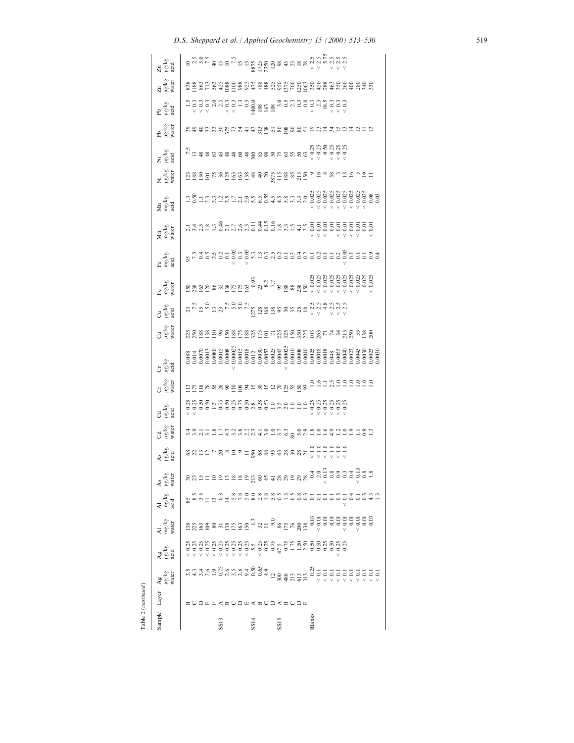Table 2 (*continued*)

| Sample | Layer | Ag µg/kg water | Ag µg/kg acid | Al mg/kg water | Al mg/kg acid | As µg/kg water | As µg/kg acid | Cd µg/kg water | Cd µg/kg acid | Cr µg/kg water | Cr µg/kg acid | Cu µg/kg water | Cu µg/kg acid | Fe mg/kg water | Fe mg/kg acid | Mn mg/kg water | Mn mg/kg acid | Ni µg/kg water | Ni µg/kg acid | Pb µg/kg water | Pb µg/kg acid | Zn µg/kg water | Zn µg/kg acid |
|---|---|---|---|---|---|---|---|---|---|---|---|---|---|---|---|---|---|---|---|---|---|---|---|
| | B | 3.5 | < 0.25 | 138 | 85 | 30 | 68 | 3.4 | < 0.25 | 113 | 0.088 | 225 | 23 | 150 | 95 | 2.1 | 1.3 | 123 | 7.5 | 39 | 1.5 | 838 | 10 |
| | C | 4.3 | < 0.25 | 225 | 8.5 | 23 | 22 | 3.9 | < 0.25 | 175 | 0.014 | 250 | 7.5 | 238 | 7.5 | 3.4 | 0.50 | 188 | 13 | 49 | < 0.3 | 1188 | 2.5 |
| | D | 3.4 | < 0.25 | 163 | 3.5 | 15 | 13 | 2.1 | 0.50 | 118 | 0.0070 | 188 | 15 | 163 | 0.4 | 2.5 | 1.1 | 150 | 48 | 40 | < 0.3 | 863 | 5.0 |
| | E | 2.6 | < 0.25 | 109 | 11 | 11 | 12 | 3.1 | 0.50 | 76 | 0.0013 | 138 | 5.0 | 120 | 0.5 | 1.8 | 2.3 | 101 | 48 | 33 | < 0.3 | 713 | 7.5 |
| | F | 1.9 | < 0.25 | 80 | 13 | 10 | 7 | 1.8 | 1.3 | 55 | 0.0080 | 110 | 13 | 86 | 3.5 | 1.3 | 3.3 | 75 | 83 | 33 | 2.0 | 563 | 40 |
| SS13 | A | 0.75 | < 0.25 | 31 | 0.3 | 19 | 20 | 1.7 | 0.75 | 26 | 0.0015 | 96 | 23 | 32 | 0.2 | 0.46 | 1.2 | 36 | 43 | 30 | 2.5 | 425 | 15 |
| | B | 2.6 | < 0.25 | 138 | 14 | 13 | 8 | 4.3 | 0.50 | 90 | 0.0008 | 150 | 7.5 | 138 | 0.1 | 2.1 | 3.5 | 125 | 48 | 375 | < 0.3 | 1088 | 10 |
| | C | 3.5 | < 0.25 | 175 | 5.8 | 18 | 10 | 3.2 | 0.25 | 110 | < 0.00025 | 188 | 5.0 | 175 | < 0.05 | 2.7 | 1.7 | 163 | 48 | 73 | < 0.3 | 1100 | 7.5 |
| | D | 3.8 | < 0.25 | 163 | 7.8 | 18 | 9 | 3.8 | 0.75 | 109 | 0.0015 | 175 | 5.0 | 175 | 0.3 | 2.6 | 2.1 | 163 | 60 | 54 | 1.3 | 988 | 15 |
| | E | 9.4 | < 0.25 | 150 | 5.0 | 19 | 11 | 2.2 | 0.50 | 94 | 0.0018 | 188 | 7.5 | 163 | < 0.05 | 2.5 | 2.0 | 138 | 48 | 41 | 0.5 | 925 | 15 |
| SS14 | A | 0.50 | 5.5 | 1.3 | 8.0 | 213 | 950 | 2.3 | 2.8 | 15 | 0.012 | 325 | 1275 | 0.93 | 5.3 | 0.11 | 5.5 | 48 | 300 | 43 | 1400.0 | 475 | 8875 |
| | B | 0.63 | < 0.25 | 32 | 2.8 | 60 | 68 | 4.1 | 0.38 | 30 | 0.0030 | 175 | 128 | 23 | 1.3 | 0.44 | 6.5 | 40 | 85 | 313 | 108 | 788 | 1725 |
| | C | 4.9 | 0.25 | 11 | 1.8 | 45 | 88 | 3.0 | 0.53 | 15 | 0.0053 | 101 | 168 | 8.2 | 0.3 | 0.15 | 0.55 | 20 | 98 | 138 | 163 | 488 | 2350 |
| | D | 12 | 0.75 | 9.0 | 5.8 | 41 | 95 | 1.0 | 1.0 | 12 | 0.0025 | 71 | 138 | 7.7 | 2.5 | 0.16 | 4.5 | 3875 | 30 | 51 | 108 | 525 | 120 |
| SS15 | A | 300 | 47.5 | 86 | 0.5 | 28 | 43 | 3.7 | 3.5 | 70 | 0.0045 | 225 | 95 | 95 | 0.2 | 1.8 | 4.5 | 115 | 75 | 80 | 3.0 | 950 | 98 |
| | B | 488 | 0.75 | 175 | 1.3 | 29 | 28 | 6.3 | 2.0 | 125 | < 0.00025 | 325 | 30 | 188 | 0.1 | 3.3 | 5.8 | 188 | 63 | 108 | 0.5 | 1375 | 43 |
| | C | 213 | 1.75 | 76 | 0.5 | 19 | 30 | 80 | 1.0 | 55 | 0.0010 | 150 | 35 | 88 | 0.3 | 1.5 | 3.3 | 85 | 55 | 90 | 2.3 | 700 | 23 |
| | D | 613 | 1.50 | 200 | 0.8 | 29 | 28 | 5.0 | 1.0 | 150 | 0.0008 | 350 | 25 | 238 | 0.4 | 4.1 | 3.3 | 213 | 50 | 80 | 0.3 | 1250 | 18 |
| | E | 313 | 2.50 | 138 | 0.3 | 28 | 21 | 2.9 | 1.0 | 93 | 0.0010 | 225 | 18 | 150 | 0.2 | 2.5 | 2.0 | 150 | 63 | 51 | 0.8 | 1063 | 28 |
| Blanks | | 0.25 | 0.50 | 0.03 | 0.1 | 0.4 | < 1.0 | 1.8 | < 0.25 | 1.0 | 0.0025 | 103 | < 2.5 | < 0.025 | 0.1 | < 0.01 | < 0.025 | 9 | < 0.25 | 19 | < 0.3 | 350 | < 2.5 |
| | | < 0.1 | 0.50 | < 0.01 | 0.1 | 2.0 | < 1.0 | 1.0 | < 0.25 | 1.6 | 0.0018 | 263 | < 2.5 | < 0.025 | 0.2 | < 0.01 | < 0.025 | 16 | < 0.25 | 23 | 2.3 | 450 | < 2.5 |
| | | < 0.1 | 0.25 | 0.01 | 0.1 | < 0.13 | < 1.0 | 1.6 | < 0.25 | 1.1 | 0.0018 | 71 | 4.8 | < 0.025 | 0.1 | < 0.01 | < 0.025 | 8 | 0.50 | 14 | 18.5 | 288 | 5.75 |
| | | < 0.1 | 0.50 | 0.01 | 0.1 | 0.8 | < 1.0 | 4.9 | < 0.25 | 2.5 | 0.048 | 74 | < 2.5 | < 0.025 | 0.1 | 0.01 | < 0.025 | 58 | < 0.25 | 34 | < 0.3 | 463 | < 2.5 |
| | | < 0.1 | < 0.25 | 0.01 | 0.5 | 0.9 | < 1.0 | 1.2 | < 0.25 | 1.0 | 0.0055 | 34 | < 2.5 | < 0.025 | 0.2 | < 0.01 | < 0.025 | 3 | < 0.25 | 15 | < 0.3 | 350 | < 2.5 |
| | | < 0.1 | 0.25 | 0.01 | < 0.1 | 0.3 | < 1.0 | 1.0 | < 0.25 | 1.0 | 0.0040 | 213 | < 2.5 | < 0.025 | < 0.05 | < 0.01 | < 0.025 | 13 | < 0.25 | 13 | < 0.3 | 260 | < 2.5 |
| | | < 0.1 | | < 0.01 | 0.4 | 0.4 | | 1.9 | | 1.0 | 0.0023 | 250 | | < 0.025 | 0.1 | < 0.01 | < 0.025 | 16 | | 14 | | 400 | |
| | | < 0.1 | | 0.01 | 0.1 | < 0.13 | | 1.1 | | 1.0 | 0.0043 | 53 | | < 0.025 | 0.1 | < 0.01 | < 0.025 | 5 | | 13 | | 280 | |
| | | < 0.1 | | < 0.01 | 0.3 | 0.8 | | 0.9 | | 1.0 | 0.0030 | 138 | | 0.025 | 0.1 | 0.01 | < 0.025 | 19 | | 11 | | 340 | |
| | | < 0.1 | | 0.03 | 4.3 | 1.8 | | 1.3 | | 1.0 | 0.0023 | 200 | | < 0.025 | 0.9 | < 0.01 | 0.08 | 11 | | 13 | | 330 | |
| | | < 0.1 | | | 1.3 | | | | | | 0.0030 | | | | 0.4 | | 0.03 | | | | | | |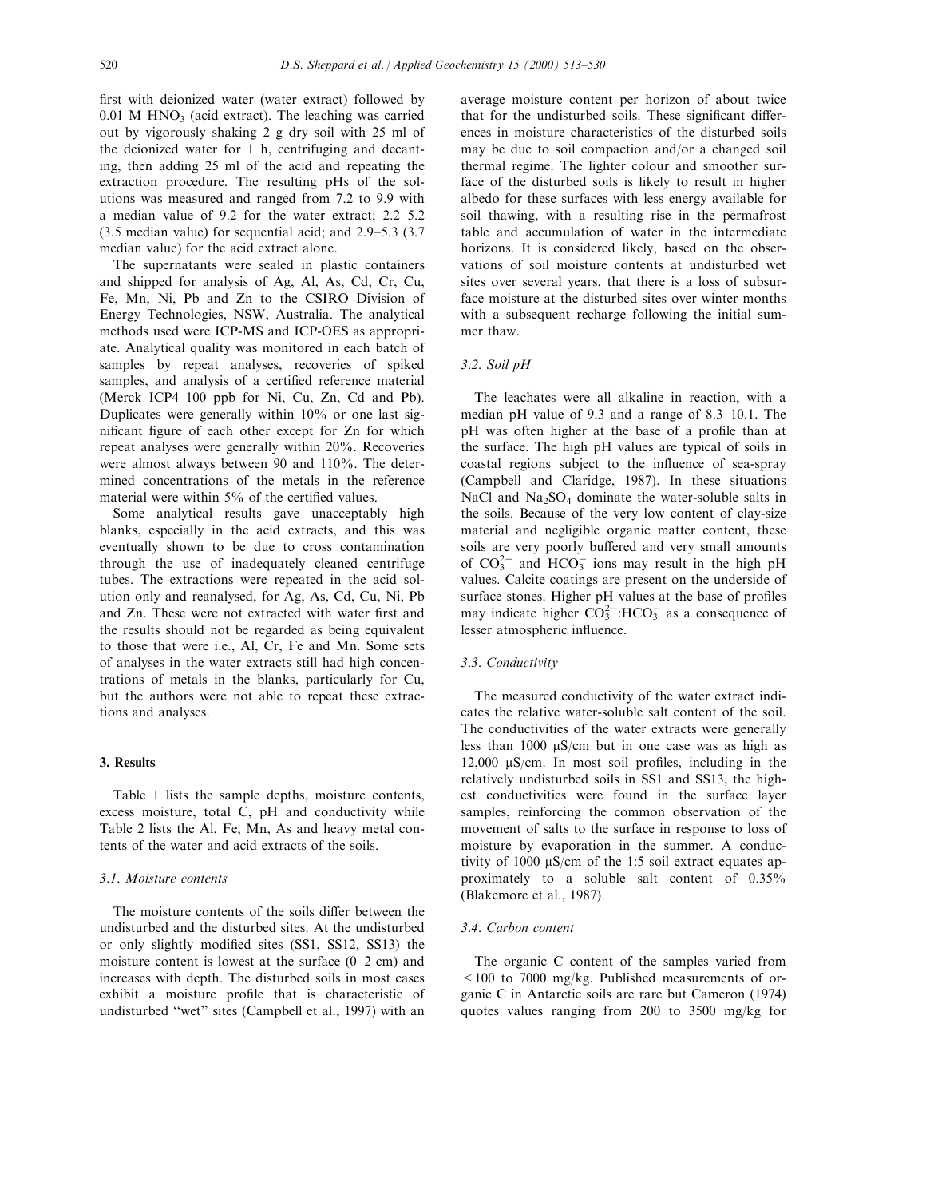first with deionized water (water extract) followed by 0.01 M $HNO_3$ (acid extract). The leaching was carried out by vigorously shaking 2 g dry soil with 25 ml of the deionized water for 1 h, centrifuging and decanting, then adding 25 ml of the acid and repeating the extraction procedure. The resulting pHs of the solutions was measured and ranged from 7.2 to 9.9 with a median value of 9.2 for the water extract; 2.2–5.2 (3.5 median value) for sequential acid; and 2.9–5.3 (3.7 median value) for the acid extract alone.

The supernatants were sealed in plastic containers and shipped for analysis of Ag, Al, As, Cd, Cr, Cu, Fe, Mn, Ni, Pb and Zn to the CSIRO Division of Energy Technologies, NSW, Australia. The analytical methods used were ICP-MS and ICP-OES as appropriate. Analytical quality was monitored in each batch of samples by repeat analyses, recoveries of spiked samples, and analysis of a certified reference material (Merck ICP4 100 ppb for Ni, Cu, Zn, Cd and Pb). Duplicates were generally within 10% or one last significant figure of each other except for Zn for which repeat analyses were generally within 20%. Recoveries were almost always between 90 and 110%. The determined concentrations of the metals in the reference material were within 5% of the certified values.

Some analytical results gave unacceptably high blanks, especially in the acid extracts, and this was eventually shown to be due to cross contamination through the use of inadequately cleaned centrifuge tubes. The extractions were repeated in the acid solution only and reanalysed, for Ag, As, Cd, Cu, Ni, Pb and Zn. These were not extracted with water first and the results should not be regarded as being equivalent to those that were i.e., Al, Cr, Fe and Mn. Some sets of analyses in the water extracts still had high concentrations of metals in the blanks, particularly for Cu, but the authors were not able to repeat these extractions and analyses.

## 3. Results

Table 1 lists the sample depths, moisture contents, excess moisture, total C, pH and conductivity while Table 2 lists the Al, Fe, Mn, As and heavy metal contents of the water and acid extracts of the soils.

### 3.1. Moisture contents

The moisture contents of the soils differ between the undisturbed and the disturbed sites. At the undisturbed or only slightly modified sites (SS1, SS12, SS13) the moisture content is lowest at the surface (0–2 cm) and increases with depth. The disturbed soils in most cases exhibit a moisture profile that is characteristic of undisturbed "wet" sites (Campbell et al., 1997) with an average moisture content per horizon of about twice that for the undisturbed soils. These significant differences in moisture characteristics of the disturbed soils may be due to soil compaction and/or a changed soil thermal regime. The lighter colour and smoother surface of the disturbed soils is likely to result in higher albedo for these surfaces with less energy available for soil thawing, with a resulting rise in the permafrost table and accumulation of water in the intermediate horizons. It is considered likely, based on the observations of soil moisture contents at undisturbed wet sites over several years, that there is a loss of subsurface moisture at the disturbed sites over winter months with a subsequent recharge following the initial summer thaw.

### 3.2. Soil pH

The leachates were all alkaline in reaction, with a median pH value of 9.3 and a range of 8.3–10.1. The pH was often higher at the base of a profile than at the surface. The high pH values are typical of soils in coastal regions subject to the influence of sea-spray (Campbell and Claridge, 1987). In these situations NaCl and $Na_2SO_4$ dominate the water-soluble salts in the soils. Because of the very low content of clay-size material and negligible organic matter content, these soils are very poorly buffered and very small amounts of $CO_3^{2-}$ and $HCO_3^-$ ions may result in the high pH values. Calcite coatings are present on the underside of surface stones. Higher pH values at the base of profiles may indicate higher $CO_3^{2-}$:$HCO_3^-$ as a consequence of lesser atmospheric influence.

### 3.3. Conductivity

The measured conductivity of the water extract indicates the relative water-soluble salt content of the soil. The conductivities of the water extracts were generally less than 1000 μS/cm but in one case was as high as 12,000 μS/cm. In most soil profiles, including in the relatively undisturbed soils in SS1 and SS13, the highest conductivities were found in the surface layer samples, reinforcing the common observation of the movement of salts to the surface in response to loss of moisture by evaporation in the summer. A conductivity of 1000 μS/cm of the 1:5 soil extract equates approximately to a soluble salt content of 0.35% (Blakemore et al., 1987).

### 3.4. Carbon content

The organic C content of the samples varied from <100 to 7000 mg/kg. Published measurements of organic C in Antarctic soils are rare but Cameron (1974) quotes values ranging from 200 to 3500 mg/kg for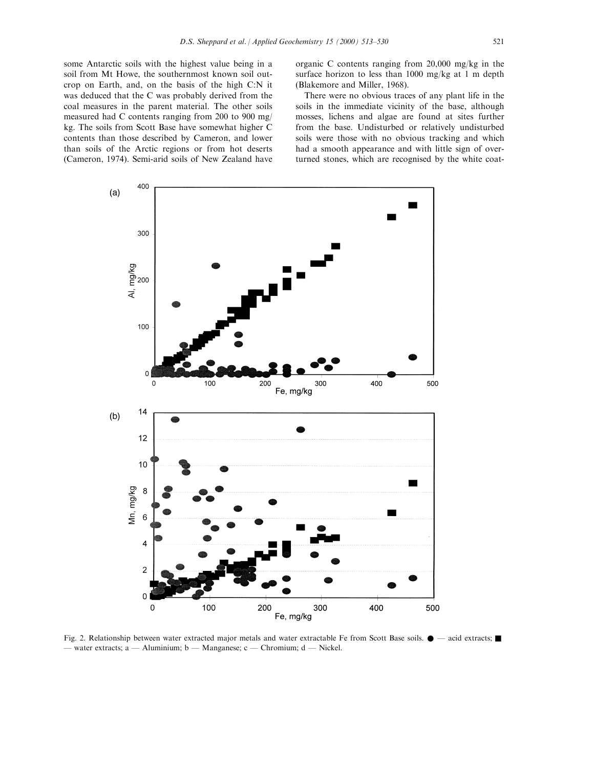some Antarctic soils with the highest value being in a soil from Mt Howe, the southernmost known soil outcrop on Earth, and, on the basis of the high C:N it was deduced that the C was probably derived from the coal measures in the parent material. The other soils measured had C contents ranging from 200 to 900 mg/kg. The soils from Scott Base have somewhat higher C contents than those described by Cameron, and lower than soils of the Arctic regions or from hot deserts (Cameron, 1974). Semi-arid soils of New Zealand have organic C contents ranging from 20,000 mg/kg in the surface horizon to less than 1000 mg/kg at 1 m depth (Blakemore and Miller, 1968).

There were no obvious traces of any plant life in the soils in the immediate vicinity of the base, although mosses, lichens and algae are found at sites further from the base. Undisturbed or relatively undisturbed soils were those with no obvious tracking and which had a smooth appearance and with little sign of overturned stones, which are recognised by the white coat-

Fig. 2. Relationship between water extracted major metals and water extractable Fe from Scott Base soils. ● — acid extracts; ■ — water extracts; a — Aluminium; b — Manganese; c — Chromium; d — Nickel.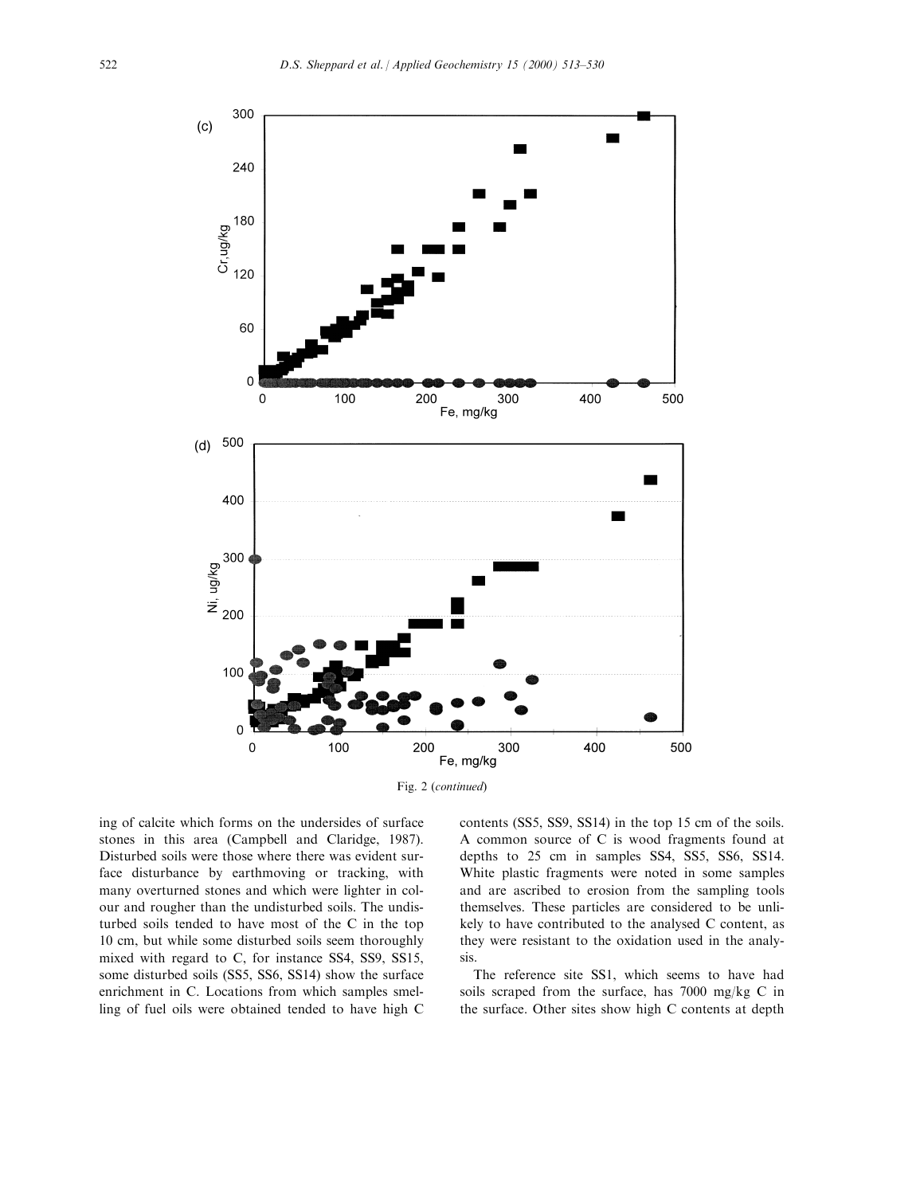Fig. 2 (*continued*)

ing of calcite which forms on the undersides of surface stones in this area (Campbell and Claridge, 1987). Disturbed soils were those where there was evident surface disturbance by earthmoving or tracking, with many overturned stones and which were lighter in colour and rougher than the undisturbed soils. The undisturbed soils tended to have most of the C in the top 10 cm, but while some disturbed soils seem thoroughly mixed with regard to C, for instance SS4, SS9, SS15, some disturbed soils (SS5, SS6, SS14) show the surface enrichment in C. Locations from which samples smelling of fuel oils were obtained tended to have high C contents (SS5, SS9, SS14) in the top 15 cm of the soils. A common source of C is wood fragments found at depths to 25 cm in samples SS4, SS5, SS6, SS14. White plastic fragments were noted in some samples and are ascribed to erosion from the sampling tools themselves. These particles are considered to be unlikely to have contributed to the analysed C content, as they were resistant to the oxidation used in the analysis.

The reference site SS1, which seems to have had soils scraped from the surface, has 7000 mg/kg C in the surface. Other sites show high C contents at depth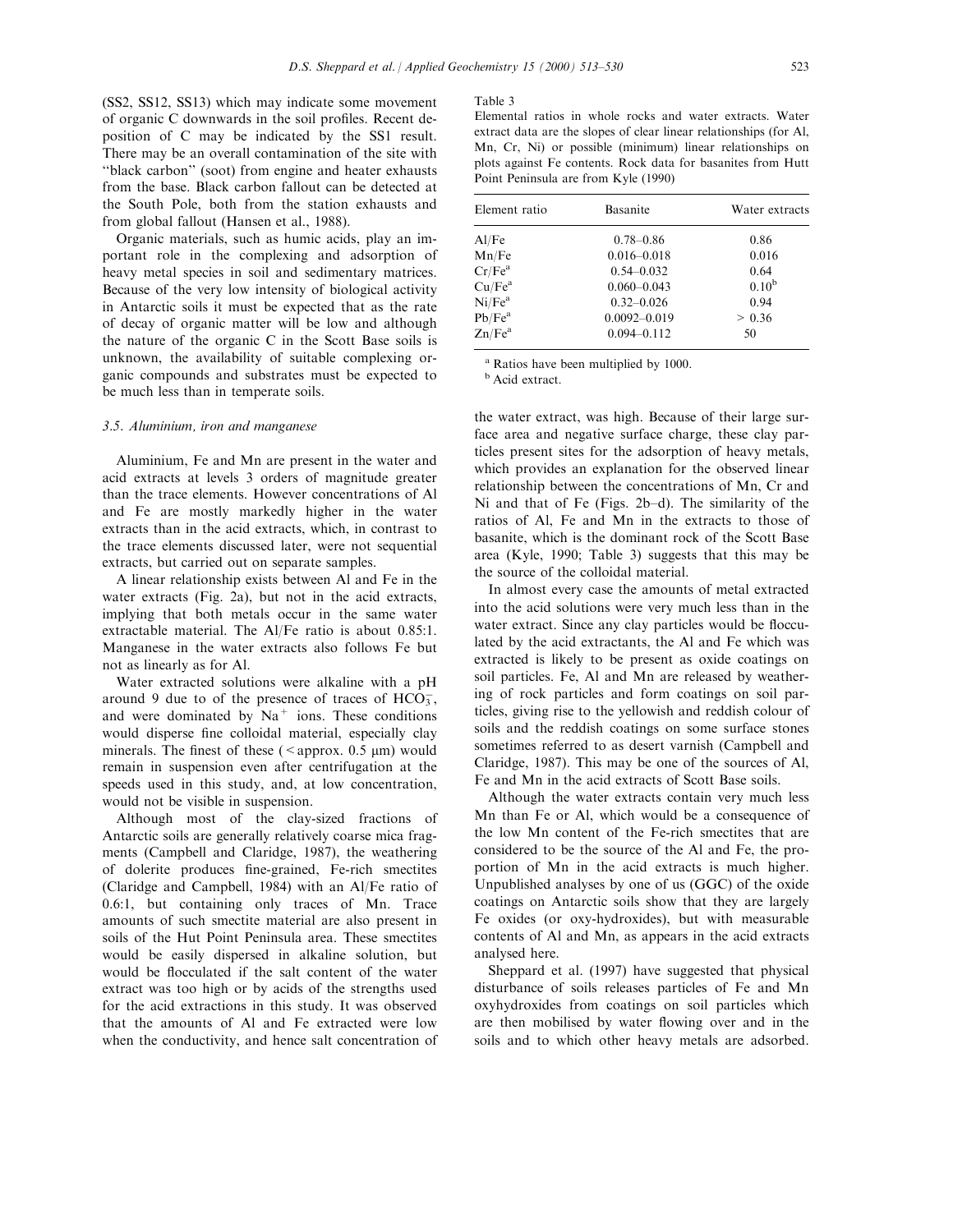(SS2, SS12, SS13) which may indicate some movement of organic C downwards in the soil profiles. Recent deposition of C may be indicated by the SS1 result. There may be an overall contamination of the site with "black carbon" (soot) from engine and heater exhausts from the base. Black carbon fallout can be detected at the South Pole, both from the station exhausts and from global fallout (Hansen et al., 1988).

Organic materials, such as humic acids, play an important role in the complexing and adsorption of heavy metal species in soil and sedimentary matrices. Because of the very low intensity of biological activity in Antarctic soils it must be expected that as the rate of decay of organic matter will be low and although the nature of the organic C in the Scott Base soils is unknown, the availability of suitable complexing organic compounds and substrates must be expected to be much less than in temperate soils.

### 3.5. Aluminium, iron and manganese

Aluminium, Fe and Mn are present in the water and acid extracts at levels 3 orders of magnitude greater than the trace elements. However concentrations of Al and Fe are mostly markedly higher in the water extracts than in the acid extracts, which, in contrast to the trace elements discussed later, were not sequential extracts, but carried out on separate samples.

A linear relationship exists between Al and Fe in the water extracts (Fig. 2a), but not in the acid extracts, implying that both metals occur in the same water extractable material. The Al/Fe ratio is about 0.85:1. Manganese in the water extracts also follows Fe but not as linearly as for Al.

Water extracted solutions were alkaline with a pH around 9 due to of the presence of traces of $HCO_3^-$, and were dominated by $Na^+$ ions. These conditions would disperse fine colloidal material, especially clay minerals. The finest of these (< approx. 0.5 μm) would remain in suspension even after centrifugation at the speeds used in this study, and, at low concentration, would not be visible in suspension.

Although most of the clay-sized fractions of Antarctic soils are generally relatively coarse mica fragments (Campbell and Claridge, 1987), the weathering of dolerite produces fine-grained, Fe-rich smectites (Claridge and Campbell, 1984) with an Al/Fe ratio of 0.6:1, but containing only traces of Mn. Trace amounts of such smectite material are also present in soils of the Hut Point Peninsula area. These smectites would be easily dispersed in alkaline solution, but would be flocculated if the salt content of the water extract was too high or by acids of the strengths used for the acid extractions in this study. It was observed that the amounts of Al and Fe extracted were low when the conductivity, and hence salt concentration of the water extract, was high. Because of their large surface area and negative surface charge, these clay particles present sites for the adsorption of heavy metals, which provides an explanation for the observed linear relationship between the concentrations of Mn, Cr and Ni and that of Fe (Figs. 2b–d). The similarity of the ratios of Al, Fe and Mn in the extracts to those of basanite, which is the dominant rock of the Scott Base area (Kyle, 1990; Table 3) suggests that this may be the source of the colloidal material.

Table 3
Elemental ratios in whole rocks and water extracts. Water extract data are the slopes of clear linear relationships (for Al, Mn, Cr, Ni) or possible (minimum) linear relationships on plots against Fe contents. Rock data for basanites from Hutt Point Peninsula are from Kyle (1990)

| Element ratio | Basanite | Water extracts |
|---|---|---|
| Al/Fe | 0.78–0.86 | 0.86 |
| Mn/Fe | 0.016–0.018 | 0.016 |
| Cr/Fe[a] | 0.54–0.032 | 0.64 |
| Cu/Fe[a] | 0.060–0.043 | 0.10[b] |
| Ni/Fe[a] | 0.32–0.026 | 0.94 |
| Pb/Fe[a] | 0.0092–0.019 | > 0.36 |
| Zn/Fe[a] | 0.094–0.112 | 50 |

[a] Ratios have been multiplied by 1000.
[b] Acid extract.

In almost every case the amounts of metal extracted into the acid solutions were very much less than in the water extract. Since any clay particles would be flocculated by the acid extractants, the Al and Fe which was extracted is likely to be present as oxide coatings on soil particles. Fe, Al and Mn are released by weathering of rock particles and form coatings on soil particles, giving rise to the yellowish and reddish colour of soils and the reddish coatings on some surface stones sometimes referred to as desert varnish (Campbell and Claridge, 1987). This may be one of the sources of Al, Fe and Mn in the acid extracts of Scott Base soils.

Although the water extracts contain very much less Mn than Fe or Al, which would be a consequence of the low Mn content of the Fe-rich smectites that are considered to be the source of the Al and Fe, the proportion of Mn in the acid extracts is much higher. Unpublished analyses by one of us (GGC) of the oxide coatings on Antarctic soils show that they are largely Fe oxides (or oxy-hydroxides), but with measurable contents of Al and Mn, as appears in the acid extracts analysed here.

Sheppard et al. (1997) have suggested that physical disturbance of soils releases particles of Fe and Mn oxyhydroxides from coatings on soil particles which are then mobilised by water flowing over and in the soils and to which other heavy metals are adsorbed.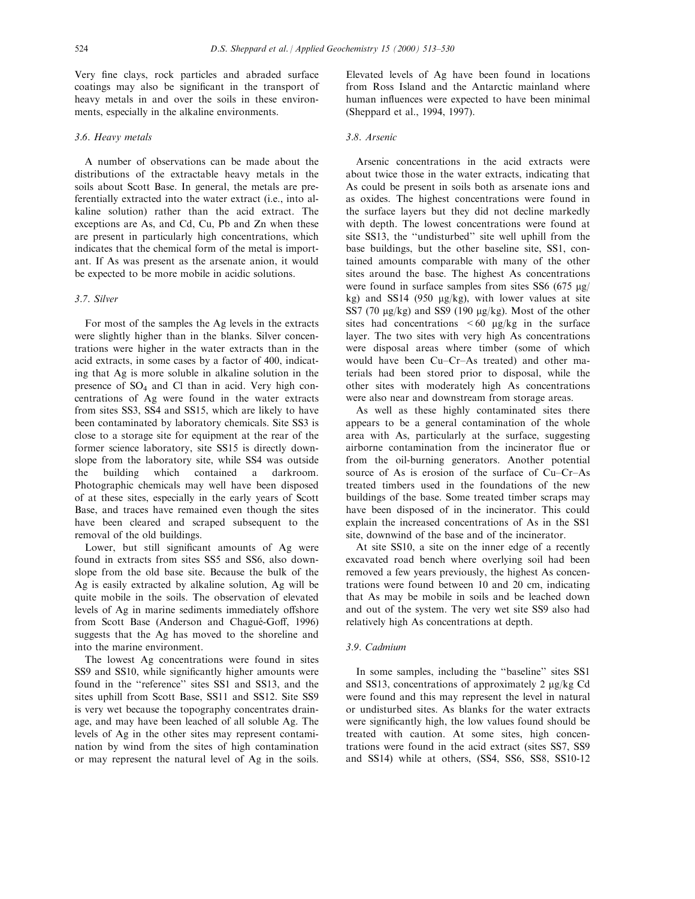Very fine clays, rock particles and abraded surface coatings may also be significant in the transport of heavy metals in and over the soils in these environments, especially in the alkaline environments.

### 3.6. Heavy metals

A number of observations can be made about the distributions of the extractable heavy metals in the soils about Scott Base. In general, the metals are preferentially extracted into the water extract (i.e., into alkaline solution) rather than the acid extract. The exceptions are As, and Cd, Cu, Pb and Zn when these are present in particularly high concentrations, which indicates that the chemical form of the metal is important. If As was present as the arsenate anion, it would be expected to be more mobile in acidic solutions.

### 3.7. Silver

For most of the samples the Ag levels in the extracts were slightly higher than in the blanks. Silver concentrations were higher in the water extracts than in the acid extracts, in some cases by a factor of 400, indicating that Ag is more soluble in alkaline solution in the presence of $SO_4$ and Cl than in acid. Very high concentrations of Ag were found in the water extracts from sites SS3, SS4 and SS15, which are likely to have been contaminated by laboratory chemicals. Site SS3 is close to a storage site for equipment at the rear of the former science laboratory, site SS15 is directly downslope from the laboratory site, while SS4 was outside the building which contained a darkroom. Photographic chemicals may well have been disposed of at these sites, especially in the early years of Scott Base, and traces have remained even though the sites have been cleared and scraped subsequent to the removal of the old buildings.

Lower, but still significant amounts of Ag were found in extracts from sites SS5 and SS6, also downslope from the old base site. Because the bulk of the Ag is easily extracted by alkaline solution, Ag will be quite mobile in the soils. The observation of elevated levels of Ag in marine sediments immediately offshore from Scott Base (Anderson and Chagué-Goff, 1996) suggests that the Ag has moved to the shoreline and into the marine environment.

The lowest Ag concentrations were found in sites SS9 and SS10, while significantly higher amounts were found in the "reference" sites SS1 and SS13, and the sites uphill from Scott Base, SS11 and SS12. Site SS9 is very wet because the topography concentrates drainage, and may have been leached of all soluble Ag. The levels of Ag in the other sites may represent contamination by wind from the sites of high contamination or may represent the natural level of Ag in the soils. Elevated levels of Ag have been found in locations from Ross Island and the Antarctic mainland where human influences were expected to have been minimal (Sheppard et al., 1994, 1997).

### 3.8. Arsenic

Arsenic concentrations in the acid extracts were about twice those in the water extracts, indicating that As could be present in soils both as arsenate ions and as oxides. The highest concentrations were found in the surface layers but they did not decline markedly with depth. The lowest concentrations were found at site SS13, the "undisturbed" site well uphill from the base buildings, but the other baseline site, SS1, contained amounts comparable with many of the other sites around the base. The highest As concentrations were found in surface samples from sites SS6 (675 μg/kg) and SS14 (950 μg/kg), with lower values at site SS7 (70 μg/kg) and SS9 (190 μg/kg). Most of the other sites had concentrations $<60$ μg/kg in the surface layer. The two sites with very high As concentrations were disposal areas where timber (some of which would have been Cu–Cr–As treated) and other materials had been stored prior to disposal, while the other sites with moderately high As concentrations were also near and downstream from storage areas.

As well as these highly contaminated sites there appears to be a general contamination of the whole area with As, particularly at the surface, suggesting airborne contamination from the incinerator flue or from the oil-burning generators. Another potential source of As is erosion of the surface of Cu–Cr–As treated timbers used in the foundations of the new buildings of the base. Some treated timber scraps may have been disposed of in the incinerator. This could explain the increased concentrations of As in the SS1 site, downwind of the base and of the incinerator.

At site SS10, a site on the inner edge of a recently excavated road bench where overlying soil had been removed a few years previously, the highest As concentrations were found between 10 and 20 cm, indicating that As may be mobile in soils and be leached down and out of the system. The very wet site SS9 also had relatively high As concentrations at depth.

### 3.9. Cadmium

In some samples, including the "baseline" sites SS1 and SS13, concentrations of approximately 2 μg/kg Cd were found and this may represent the level in natural or undisturbed sites. As blanks for the water extracts were significantly high, the low values found should be treated with caution. At some sites, high concentrations were found in the acid extract (sites SS7, SS9 and SS14) while at others, (SS4, SS6, SS8, SS10-12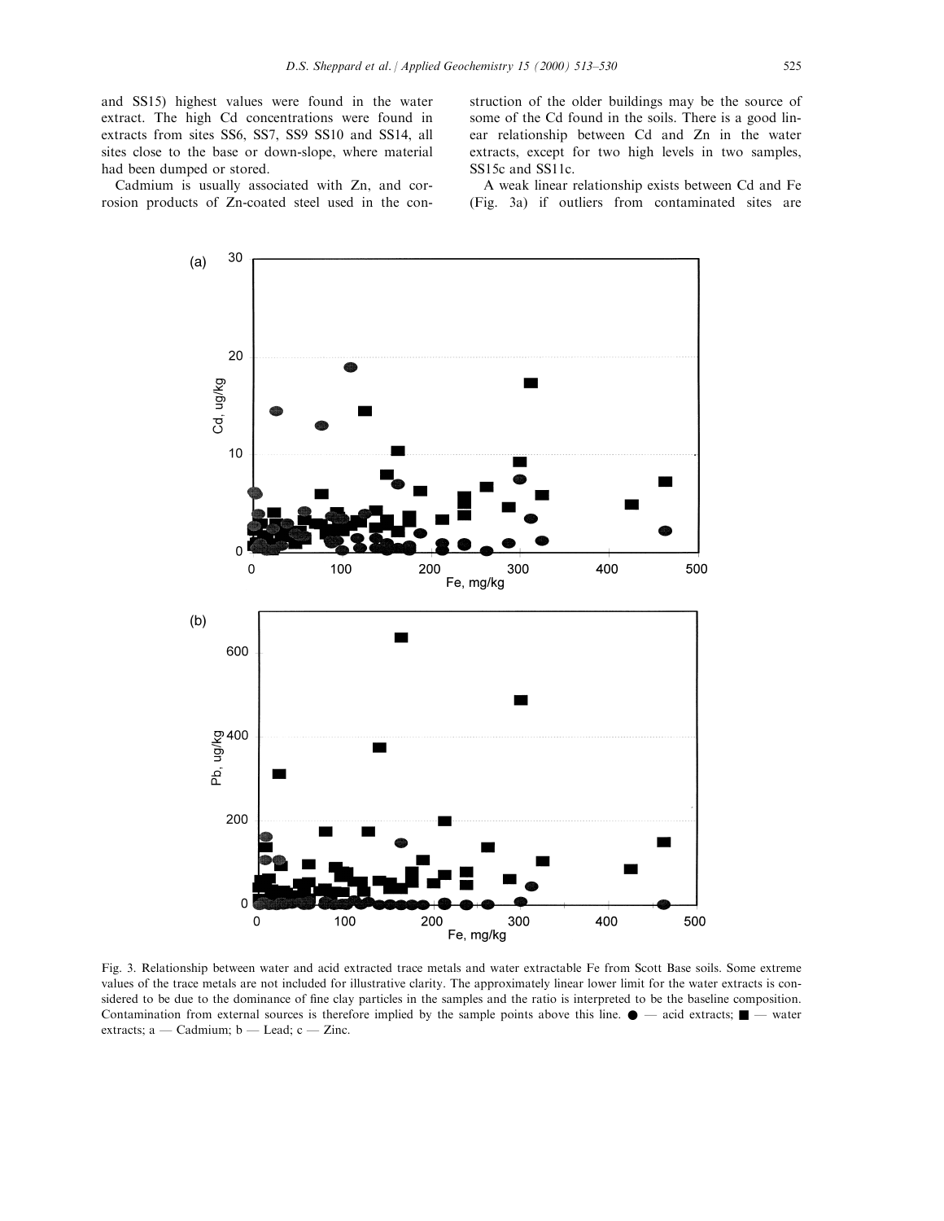and SS15) highest values were found in the water extract. The high Cd concentrations were found in extracts from sites SS6, SS7, SS9 SS10 and SS14, all sites close to the base or down-slope, where material had been dumped or stored.

Cadmium is usually associated with Zn, and corrosion products of Zn-coated steel used in the construction of the older buildings may be the source of some of the Cd found in the soils. There is a good linear relationship between Cd and Zn in the water extracts, except for two high levels in two samples, SS15c and SS11c.

A weak linear relationship exists between Cd and Fe (Fig. 3a) if outliers from contaminated sites are

Fig. 3. Relationship between water and acid extracted trace metals and water extractable Fe from Scott Base soils. Some extreme values of the trace metals are not included for illustrative clarity. The approximately linear lower limit for the water extracts is considered to be due to the dominance of fine clay particles in the samples and the ratio is interpreted to be the baseline composition. Contamination from external sources is therefore implied by the sample points above this line. ● — acid extracts; ■ — water extracts; a — Cadmium; b — Lead; c — Zinc.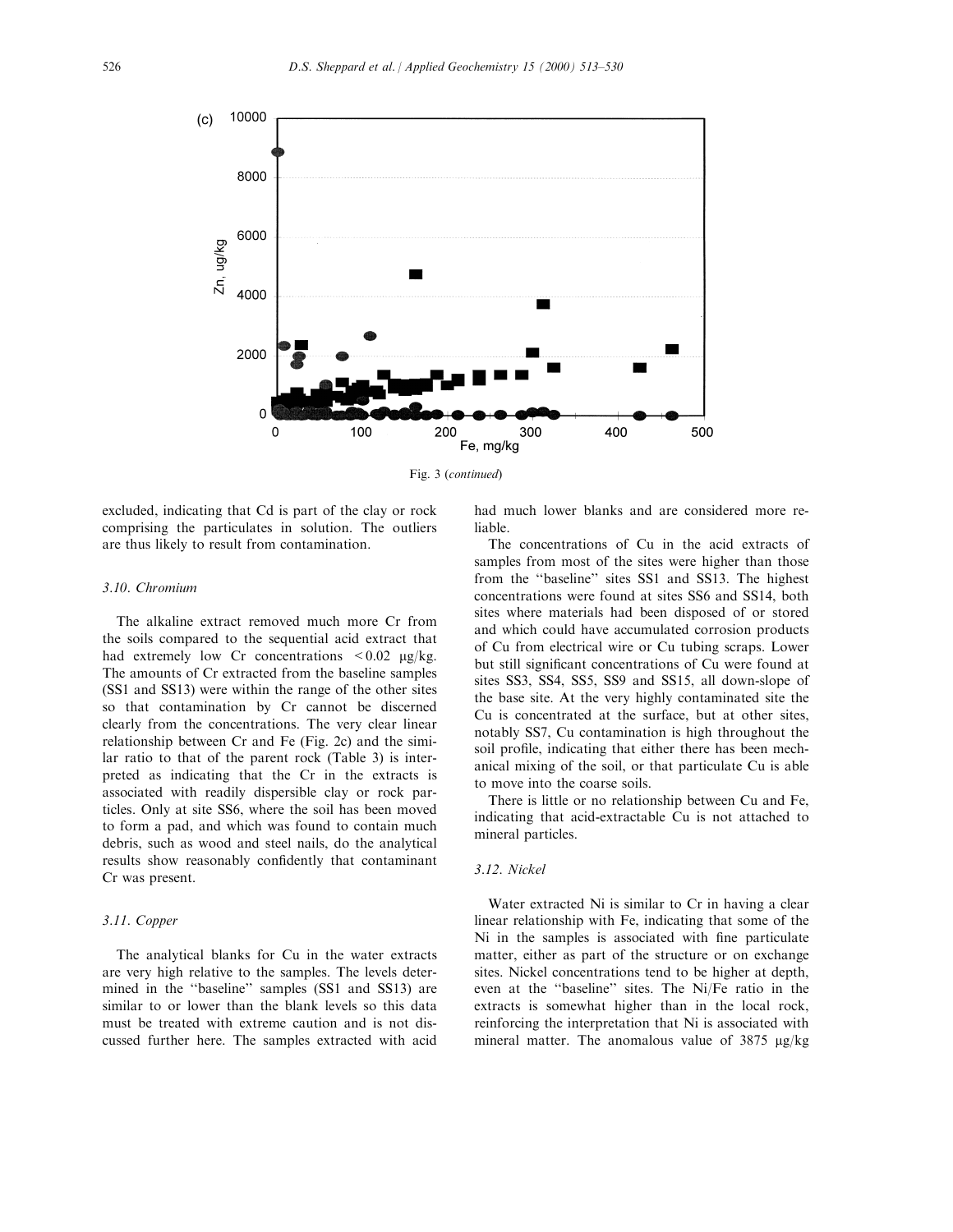Fig. 3 (*continued*)

excluded, indicating that Cd is part of the clay or rock comprising the particulates in solution. The outliers are thus likely to result from contamination.

### 3.10. Chromium

The alkaline extract removed much more Cr from the soils compared to the sequential acid extract that had extremely low Cr concentrations <0.02 μg/kg. The amounts of Cr extracted from the baseline samples (SS1 and SS13) were within the range of the other sites so that contamination by Cr cannot be discerned clearly from the concentrations. The very clear linear relationship between Cr and Fe (Fig. 2c) and the similar ratio to that of the parent rock (Table 3) is interpreted as indicating that the Cr in the extracts is associated with readily dispersible clay or rock particles. Only at site SS6, where the soil has been moved to form a pad, and which was found to contain much debris, such as wood and steel nails, do the analytical results show reasonably confidently that contaminant Cr was present.

### 3.11. Copper

The analytical blanks for Cu in the water extracts are very high relative to the samples. The levels determined in the "baseline" samples (SS1 and SS13) are similar to or lower than the blank levels so this data must be treated with extreme caution and is not discussed further here. The samples extracted with acid had much lower blanks and are considered more reliable.

The concentrations of Cu in the acid extracts of samples from most of the sites were higher than those from the "baseline" sites SS1 and SS13. The highest concentrations were found at sites SS6 and SS14, both sites where materials had been disposed of or stored and which could have accumulated corrosion products of Cu from electrical wire or Cu tubing scraps. Lower but still significant concentrations of Cu were found at sites SS3, SS4, SS5, SS9 and SS15, all down-slope of the base site. At the very highly contaminated site the Cu is concentrated at the surface, but at other sites, notably SS7, Cu contamination is high throughout the soil profile, indicating that either there has been mechanical mixing of the soil, or that particulate Cu is able to move into the coarse soils.

There is little or no relationship between Cu and Fe, indicating that acid-extractable Cu is not attached to mineral particles.

### 3.12. Nickel

Water extracted Ni is similar to Cr in having a clear linear relationship with Fe, indicating that some of the Ni in the samples is associated with fine particulate matter, either as part of the structure or on exchange sites. Nickel concentrations tend to be higher at depth, even at the "baseline" sites. The Ni/Fe ratio in the extracts is somewhat higher than in the local rock, reinforcing the interpretation that Ni is associated with mineral matter. The anomalous value of 3875 μg/kg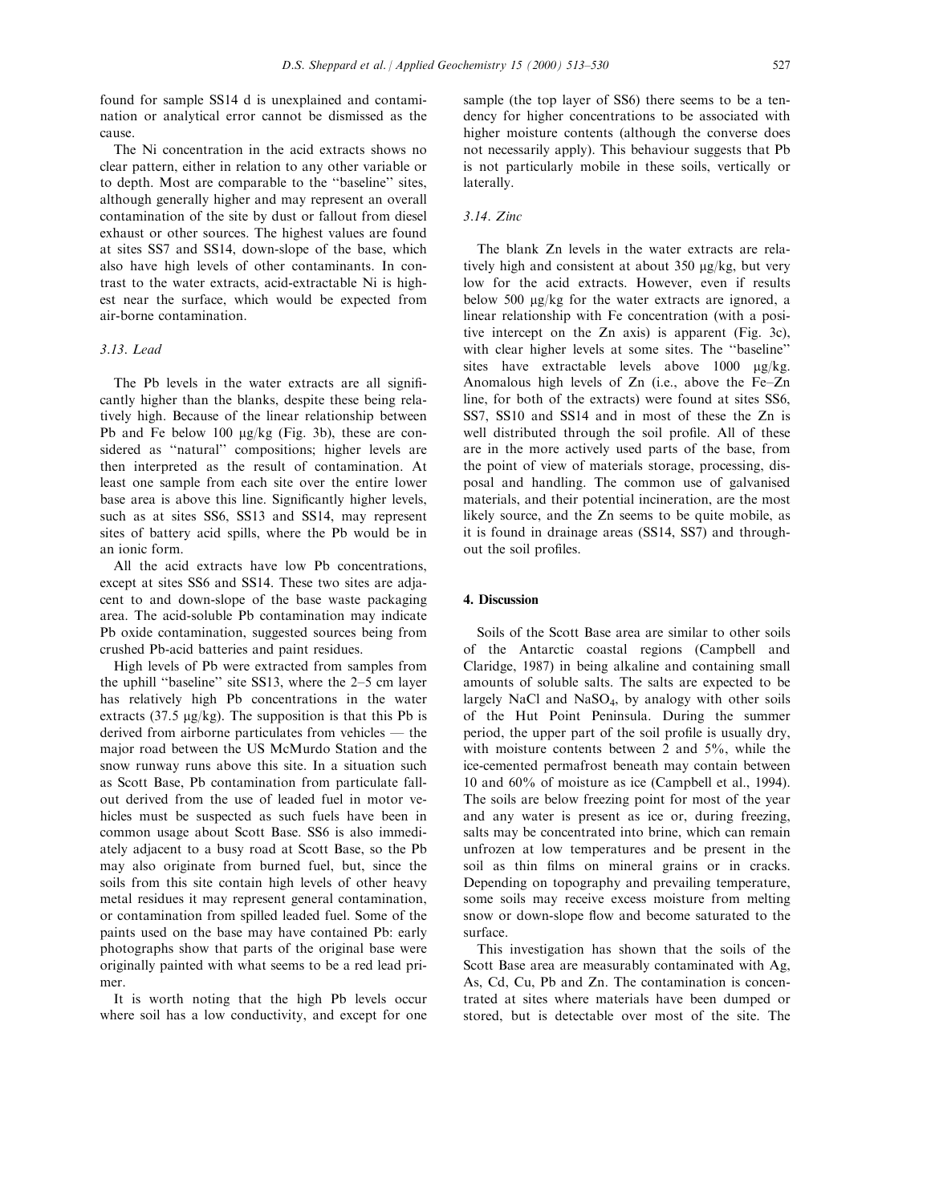found for sample SS14 d is unexplained and contamination or analytical error cannot be dismissed as the cause.

The Ni concentration in the acid extracts shows no clear pattern, either in relation to any other variable or to depth. Most are comparable to the "baseline" sites, although generally higher and may represent an overall contamination of the site by dust or fallout from diesel exhaust or other sources. The highest values are found at sites SS7 and SS14, down-slope of the base, which also have high levels of other contaminants. In contrast to the water extracts, acid-extractable Ni is highest near the surface, which would be expected from air-borne contamination.

### 3.13. Lead

The Pb levels in the water extracts are all significantly higher than the blanks, despite these being relatively high. Because of the linear relationship between Pb and Fe below 100 μg/kg (Fig. 3b), these are considered as "natural" compositions; higher levels are then interpreted as the result of contamination. At least one sample from each site over the entire lower base area is above this line. Significantly higher levels, such as at sites SS6, SS13 and SS14, may represent sites of battery acid spills, where the Pb would be in an ionic form.

All the acid extracts have low Pb concentrations, except at sites SS6 and SS14. These two sites are adjacent to and down-slope of the base waste packaging area. The acid-soluble Pb contamination may indicate Pb oxide contamination, suggested sources being from crushed Pb-acid batteries and paint residues.

High levels of Pb were extracted from samples from the uphill "baseline" site SS13, where the 2–5 cm layer has relatively high Pb concentrations in the water extracts (37.5 μg/kg). The supposition is that this Pb is derived from airborne particulates from vehicles — the major road between the US McMurdo Station and the snow runway runs above this site. In a situation such as Scott Base, Pb contamination from particulate fallout derived from the use of leaded fuel in motor vehicles must be suspected as such fuels have been in common usage about Scott Base. SS6 is also immediately adjacent to a busy road at Scott Base, so the Pb may also originate from burned fuel, but, since the soils from this site contain high levels of other heavy metal residues it may represent general contamination, or contamination from spilled leaded fuel. Some of the paints used on the base may have contained Pb: early photographs show that parts of the original base were originally painted with what seems to be a red lead primer.

It is worth noting that the high Pb levels occur where soil has a low conductivity, and except for one sample (the top layer of SS6) there seems to be a tendency for higher concentrations to be associated with higher moisture contents (although the converse does not necessarily apply). This behaviour suggests that Pb is not particularly mobile in these soils, vertically or laterally.

### 3.14. Zinc

The blank Zn levels in the water extracts are relatively high and consistent at about 350 μg/kg, but very low for the acid extracts. However, even if results below 500 μg/kg for the water extracts are ignored, a linear relationship with Fe concentration (with a positive intercept on the Zn axis) is apparent (Fig. 3c), with clear higher levels at some sites. The "baseline" sites have extractable levels above 1000 μg/kg. Anomalous high levels of Zn (i.e., above the Fe–Zn line, for both of the extracts) were found at sites SS6, SS7, SS10 and SS14 and in most of these the Zn is well distributed through the soil profile. All of these are in the more actively used parts of the base, from the point of view of materials storage, processing, disposal and handling. The common use of galvanised materials, and their potential incineration, are the most likely source, and the Zn seems to be quite mobile, as it is found in drainage areas (SS14, SS7) and throughout the soil profiles.

## 4. Discussion

Soils of the Scott Base area are similar to other soils of the Antarctic coastal regions (Campbell and Claridge, 1987) in being alkaline and containing small amounts of soluble salts. The salts are expected to be largely NaCl and $NaSO_4$, by analogy with other soils of the Hut Point Peninsula. During the summer period, the upper part of the soil profile is usually dry, with moisture contents between 2 and 5%, while the ice-cemented permafrost beneath may contain between 10 and 60% of moisture as ice (Campbell et al., 1994). The soils are below freezing point for most of the year and any water is present as ice or, during freezing, salts may be concentrated into brine, which can remain unfrozen at low temperatures and be present in the soil as thin films on mineral grains or in cracks. Depending on topography and prevailing temperature, some soils may receive excess moisture from melting snow or down-slope flow and become saturated to the surface.

This investigation has shown that the soils of the Scott Base area are measurably contaminated with Ag, As, Cd, Cu, Pb and Zn. The contamination is concentrated at sites where materials have been dumped or stored, but is detectable over most of the site. The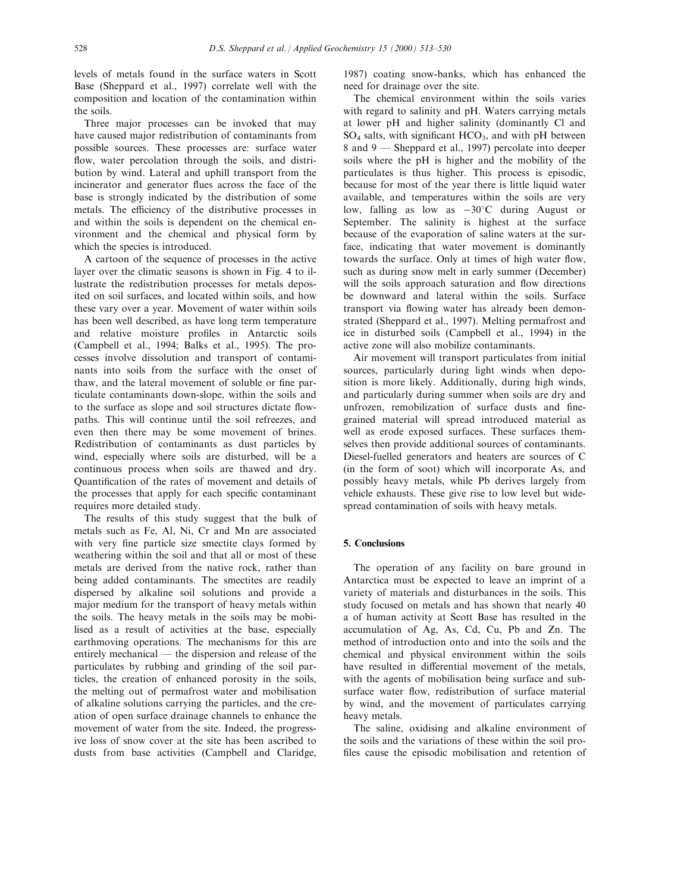levels of metals found in the surface waters in Scott Base (Sheppard et al., 1997) correlate well with the composition and location of the contamination within the soils.

Three major processes can be invoked that may have caused major redistribution of contaminants from possible sources. These processes are: surface water flow, water percolation through the soils, and distribution by wind. Lateral and uphill transport from the incinerator and generator flues across the face of the base is strongly indicated by the distribution of some metals. The efficiency of the distributive processes in and within the soils is dependent on the chemical environment and the chemical and physical form by which the species is introduced.

A cartoon of the sequence of processes in the active layer over the climatic seasons is shown in Fig. 4 to illustrate the redistribution processes for metals deposited on soil surfaces, and located within soils, and how these vary over a year. Movement of water within soils has been well described, as have long term temperature and relative moisture profiles in Antarctic soils (Campbell et al., 1994; Balks et al., 1995). The processes involve dissolution and transport of contaminants into soils from the surface with the onset of thaw, and the lateral movement of soluble or fine particulate contaminants down-slope, within the soils and to the surface as slope and soil structures dictate flowpaths. This will continue until the soil refreezes, and even then there may be some movement of brines. Redistribution of contaminants as dust particles by wind, especially where soils are disturbed, will be a continuous process when soils are thawed and dry. Quantification of the rates of movement and details of the processes that apply for each specific contaminant requires more detailed study.

The results of this study suggest that the bulk of metals such as Fe, Al, Ni, Cr and Mn are associated with very fine particle size smectite clays formed by weathering within the soil and that all or most of these metals are derived from the native rock, rather than being added contaminants. The smectites are readily dispersed by alkaline soil solutions and provide a major medium for the transport of heavy metals within the soils. The heavy metals in the soils may be mobilised as a result of activities at the base, especially earthmoving operations. The mechanisms for this are entirely mechanical — the dispersion and release of the particulates by rubbing and grinding of the soil particles, the creation of enhanced porosity in the soils, the melting out of permafrost water and mobilisation of alkaline solutions carrying the particles, and the creation of open surface drainage channels to enhance the movement of water from the site. Indeed, the progressive loss of snow cover at the site has been ascribed to dusts from base activities (Campbell and Claridge, 1987) coating snow-banks, which has enhanced the need for drainage over the site.

The chemical environment within the soils varies with regard to salinity and pH. Waters carrying metals at lower pH and higher salinity (dominantly Cl and $SO_4$ salts, with significant $HCO_3$, and with pH between 8 and 9 — Sheppard et al., 1997) percolate into deeper soils where the pH is higher and the mobility of the particulates is thus higher. This process is episodic, because for most of the year there is little liquid water available, and temperatures within the soils are very low, falling as low as $-30$°C during August or September. The salinity is highest at the surface because of the evaporation of saline waters at the surface, indicating that water movement is dominantly towards the surface. Only at times of high water flow, such as during snow melt in early summer (December) will the soils approach saturation and flow directions be downward and lateral within the soils. Surface transport via flowing water has already been demonstrated (Sheppard et al., 1997). Melting permafrost and ice in disturbed soils (Campbell et al., 1994) in the active zone will also mobilize contaminants.

Air movement will transport particulates from initial sources, particularly during light winds when deposition is more likely. Additionally, during high winds, and particularly during summer when soils are dry and unfrozen, remobilization of surface dusts and fine-grained material will spread introduced material as well as erode exposed surfaces. These surfaces themselves then provide additional sources of contaminants. Diesel-fuelled generators and heaters are sources of C (in the form of soot) which will incorporate As, and possibly heavy metals, while Pb derives largely from vehicle exhausts. These give rise to low level but widespread contamination of soils with heavy metals.

## 5. Conclusions

The operation of any facility on bare ground in Antarctica must be expected to leave an imprint of a variety of materials and disturbances in the soils. This study focused on metals and has shown that nearly 40 a of human activity at Scott Base has resulted in the accumulation of Ag, As, Cd, Cu, Pb and Zn. The method of introduction onto and into the soils and the chemical and physical environment within the soils have resulted in differential movement of the metals, with the agents of mobilisation being surface and subsurface water flow, redistribution of surface material by wind, and the movement of particulates carrying heavy metals.

The saline, oxidising and alkaline environment of the soils and the variations of these within the soil profiles cause the episodic mobilisation and retention of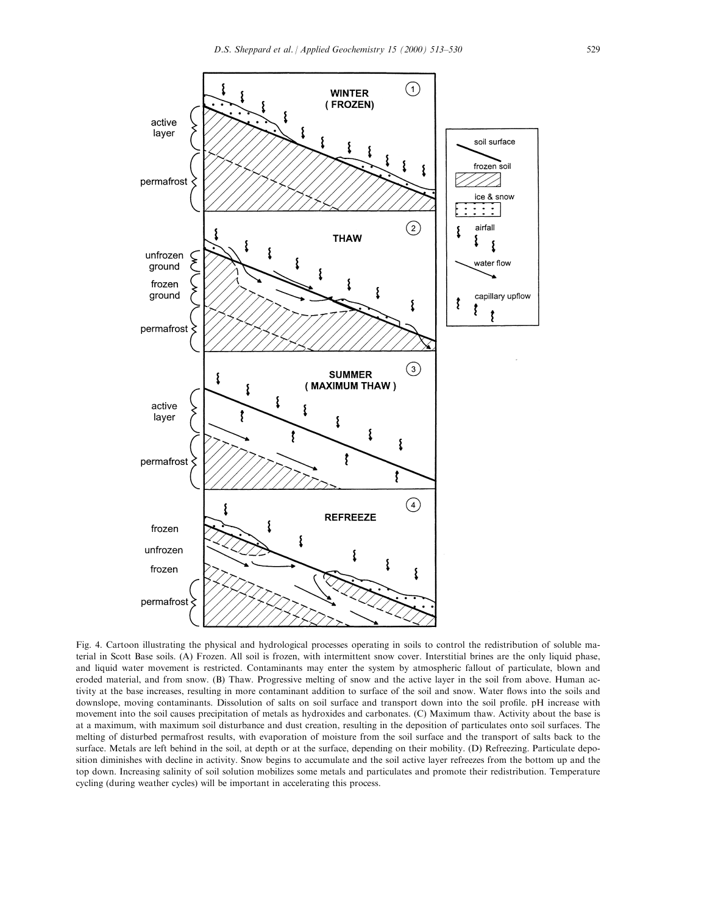Fig. 4. Cartoon illustrating the physical and hydrological processes operating in soils to control the redistribution of soluble material in Scott Base soils. (A) Frozen. All soil is frozen, with intermittent snow cover. Interstitial brines are the only liquid phase, and liquid water movement is restricted. Contaminants may enter the system by atmospheric fallout of particulate, blown and eroded material, and from snow. (B) Thaw. Progressive melting of snow and the active layer in the soil from above. Human activity at the base increases, resulting in more contaminant addition to surface of the soil and snow. Water flows into the soils and downslope, moving contaminants. Dissolution of salts on soil surface and transport down into the soil profile. pH increase with movement into the soil causes precipitation of metals as hydroxides and carbonates. (C) Maximum thaw. Activity about the base is at a maximum, with maximum soil disturbance and dust creation, resulting in the deposition of particulates onto soil surfaces. The melting of disturbed permafrost results, with evaporation of moisture from the soil surface and the transport of salts back to the surface. Metals are left behind in the soil, at depth or at the surface, depending on their mobility. (D) Refreezing. Particulate deposition diminishes with decline in activity. Snow begins to accumulate and the soil active layer refreezes from the bottom up and the top down. Increasing salinity of soil solution mobilizes some metals and particulates and promote their redistribution. Temperature cycling (during weather cycles) will be important in accelerating this process.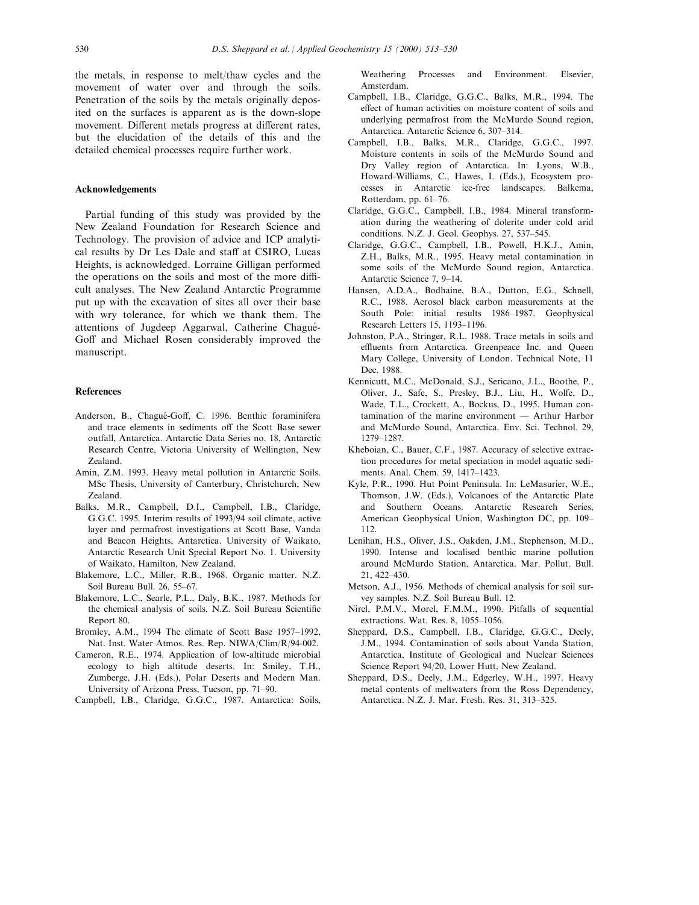the metals, in response to melt/thaw cycles and the movement of water over and through the soils. Penetration of the soils by the metals originally deposited on the surfaces is apparent as is the down-slope movement. Different metals progress at different rates, but the elucidation of the details of this and the detailed chemical processes require further work.

## Acknowledgements

Partial funding of this study was provided by the New Zealand Foundation for Research Science and Technology. The provision of advice and ICP analytical results by Dr Les Dale and staff at CSIRO, Lucas Heights, is acknowledged. Lorraine Gilligan performed the operations on the soils and most of the more difficult analyses. The New Zealand Antarctic Programme put up with the excavation of sites all over their base with wry tolerance, for which we thank them. The attentions of Jugdeep Aggarwal, Catherine Chagué-Goff and Michael Rosen considerably improved the manuscript.

## References

Anderson, B., Chagué-Goff, C. 1996. Benthic foraminifera and trace elements in sediments off the Scott Base sewer outfall, Antarctica. Antarctic Data Series no. 18, Antarctic Research Centre, Victoria University of Wellington, New Zealand.

Amin, Z.M. 1993. Heavy metal pollution in Antarctic Soils. MSc Thesis, University of Canterbury, Christchurch, New Zealand.

Balks, M.R., Campbell, D.I., Campbell, I.B., Claridge, G.G.C. 1995. Interim results of 1993/94 soil climate, active layer and permafrost investigations at Scott Base, Vanda and Beacon Heights, Antarctica. University of Waikato, Antarctic Research Unit Special Report No. 1. University of Waikato, Hamilton, New Zealand.

Blakemore, L.C., Miller, R.B., 1968. Organic matter. N.Z. Soil Bureau Bull. 26, 55–67.

Blakemore, L.C., Searle, P.L., Daly, B.K., 1987. Methods for the chemical analysis of soils, N.Z. Soil Bureau Scientific Report 80.

Bromley, A.M., 1994 The climate of Scott Base 1957–1992, Nat. Inst. Water Atmos. Res. Rep. NIWA/Clim/R/94-002.

Cameron, R.E., 1974. Application of low-altitude microbial ecology to high altitude deserts. In: Smiley, T.H., Zumberge, J.H. (Eds.), Polar Deserts and Modern Man. University of Arizona Press, Tucson, pp. 71–90.

Campbell, I.B., Claridge, G.G.C., 1987. Antarctica: Soils, Weathering Processes and Environment. Elsevier, Amsterdam.

Campbell, I.B., Claridge, G.G.C., Balks, M.R., 1994. The effect of human activities on moisture content of soils and underlying permafrost from the McMurdo Sound region, Antarctica. Antarctic Science 6, 307–314.

Campbell, I.B., Balks, M.R., Claridge, G.G.C., 1997. Moisture contents in soils of the McMurdo Sound and Dry Valley region of Antarctica. In: Lyons, W.B., Howard-Williams, C., Hawes, I. (Eds.), Ecosystem processes in Antarctic ice-free landscapes. Balkema, Rotterdam, pp. 61–76.

Claridge, G.G.C., Campbell, I.B., 1984. Mineral transformation during the weathering of dolerite under cold arid conditions. N.Z. J. Geol. Geophys. 27, 537–545.

Claridge, G.G.C., Campbell, I.B., Powell, H.K.J., Amin, Z.H., Balks, M.R., 1995. Heavy metal contamination in some soils of the McMurdo Sound region, Antarctica. Antarctic Science 7, 9–14.

Hansen, A.D.A., Bodhaine, B.A., Dutton, E.G., Schnell, R.C., 1988. Aerosol black carbon measurements at the South Pole: initial results 1986–1987. Geophysical Research Letters 15, 1193–1196.

Johnston, P.A., Stringer, R.L. 1988. Trace metals in soils and effluents from Antarctica. Greenpeace Inc. and Queen Mary College, University of London. Technical Note, 11 Dec. 1988.

Kennicutt, M.C., McDonald, S.J., Sericano, J.L., Boothe, P., Oliver, J., Safe, S., Presley, B.J., Liu, H., Wolfe, D., Wade, T.L., Crockett, A., Bockus, D., 1995. Human contamination of the marine environment — Arthur Harbor and McMurdo Sound, Antarctica. Env. Sci. Technol. 29, 1279–1287.

Kheboian, C., Bauer, C.F., 1987. Accuracy of selective extraction procedures for metal speciation in model aquatic sediments. Anal. Chem. 59, 1417–1423.

Kyle, P.R., 1990. Hut Point Peninsula. In: LeMasurier, W.E., Thomson, J.W. (Eds.), Volcanoes of the Antarctic Plate and Southern Oceans. Antarctic Research Series, American Geophysical Union, Washington DC, pp. 109–112.

Lenihan, H.S., Oliver, J.S., Oakden, J.M., Stephenson, M.D., 1990. Intense and localised benthic marine pollution around McMurdo Station, Antarctica. Mar. Pollut. Bull. 21, 422–430.

Metson, A.J., 1956. Methods of chemical analysis for soil survey samples. N.Z. Soil Bureau Bull. 12.

Nirel, P.M.V., Morel, F.M.M., 1990. Pitfalls of sequential extractions. Wat. Res. 8, 1055–1056.

Sheppard, D.S., Campbell, I.B., Claridge, G.G.C., Deely, J.M., 1994. Contamination of soils about Vanda Station, Antarctica, Institute of Geological and Nuclear Sciences Science Report 94/20, Lower Hutt, New Zealand.

Sheppard, D.S., Deely, J.M., Edgerley, W.H., 1997. Heavy metal contents of meltwaters from the Ross Dependency, Antarctica. N.Z. J. Mar. Fresh. Res. 31, 313–325.